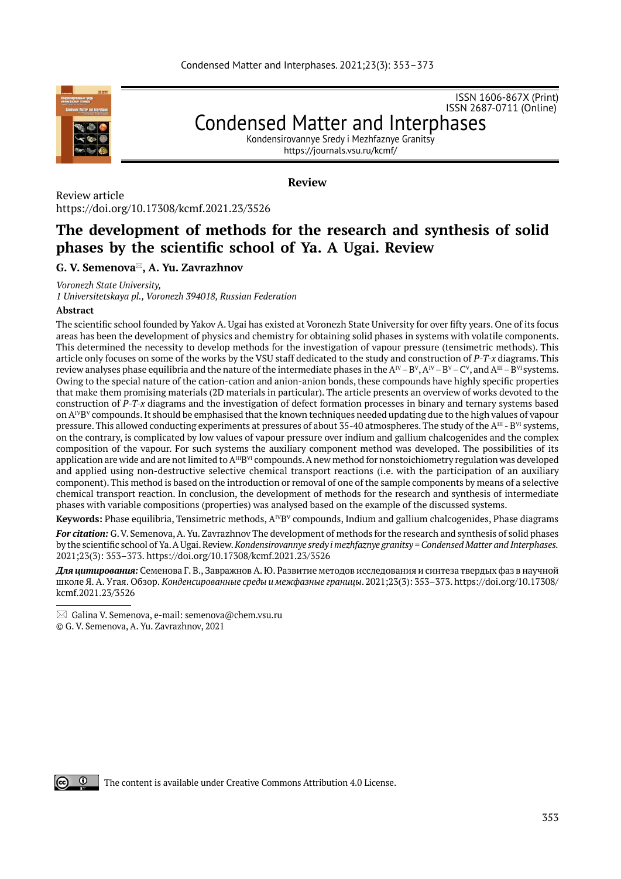ISSN 1606-867X (Print)
ISSN 2687-0711 (Online)

# Condensed Matter and Interphases

Kondensirovannye Sredy i Mezhfaznye Granitsy
https://journals.vsu.ru/kcmf/

**Review**

Review article
https://doi.org/10.17308/kcmf.2021.23/3526

## The development of methods for the research and synthesis of solid phases by the scientific school of Ya. A Ugai. Review

**G. V. Semenova✉, A. Yu. Zavrazhnov**

*Voronezh State University,*
*1 Universitetskaya pl., Voronezh 394018, Russian Federation*

**Abstract**

The scientific school founded by Yakov A. Ugai has existed at Voronezh State University for over fifty years. One of its focus areas has been the development of physics and chemistry for obtaining solid phases in systems with volatile components. This determined the necessity to develop methods for the investigation of vapour pressure (tensimetric methods). This article only focuses on some of the works by the VSU staff dedicated to the study and construction of *P-T-x* diagrams. This review analyses phase equilibria and the nature of the intermediate phases in the $A^{IV}-B^{V}$, $A^{IV}-B^{V}-C^{V}$, and $A^{III}-B^{VI}$ systems. Owing to the special nature of the cation-cation and anion-anion bonds, these compounds have highly specific properties that make them promising materials (2D materials in particular). The article presents an overview of works devoted to the construction of *P-T-x* diagrams and the investigation of defect formation processes in binary and ternary systems based on $A^{IV}B^{V}$ compounds. It should be emphasised that the known techniques needed updating due to the high values of vapour pressure. This allowed conducting experiments at pressures of about 35-40 atmospheres. The study of the $A^{III}$ - $B^{VI}$ systems, on the contrary, is complicated by low values of vapour pressure over indium and gallium chalcogenides and the complex composition of the vapour. For such systems the auxiliary component method was developed. The possibilities of its application are wide and are not limited to $A^{III}B^{VI}$ compounds. A new method for nonstoichiometry regulation was developed and applied using non-destructive selective chemical transport reactions (i.e. with the participation of an auxiliary component). This method is based on the introduction or removal of one of the sample components by means of a selective chemical transport reaction. In conclusion, the development of methods for the research and synthesis of intermediate phases with variable compositions (properties) was analysed based on the example of the discussed systems.

**Keywords:** Phase equilibria, Tensimetric methods, $A^{IV}B^{V}$ compounds, Indium and gallium chalcogenides, Phase diagrams

***For citation:*** G. V. Semenova, A. Yu. Zavrazhnov The development of methods for the research and synthesis of solid phases by the scientific school of Ya. A Ugai. Review. *Kondensirovannye sredy i mezhfaznye granitsy = Condensed Matter and Interphases.* 2021;23(3): 353–373. https://doi.org/10.17308/kcmf.2021.23/3526

***Для цитирования:*** Семенова Г. В., Завражнов А. Ю. Развитие методов исследования и синтеза твердых фаз в научной школе Я. А. Угая. Обзор. *Конденсированные среды и межфазные границы*. 2021;23(3): 353–373. https://doi.org/10.17308/kcmf.2021.23/3526

---

✉ Galina V. Semenova, e-mail: semenova@chem.vsu.ru

© G. V. Semenova, A. Yu. Zavrazhnov, 2021

The content is available under Creative Commons Attribution 4.0 License.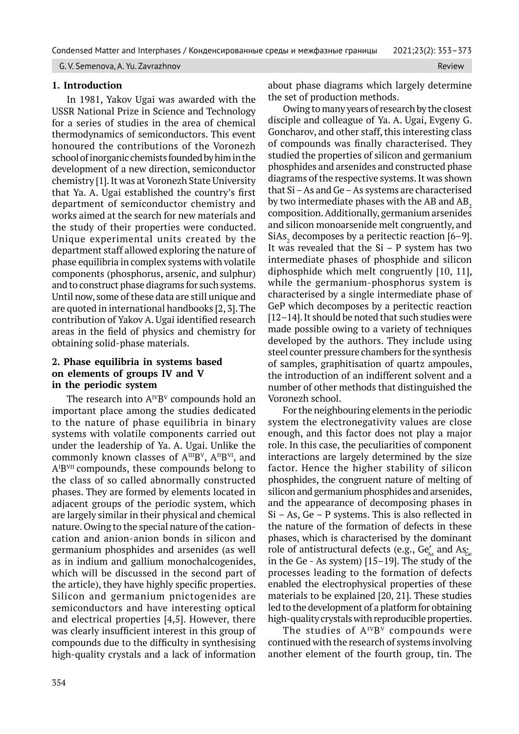## 1. Introduction

In 1981, Yakov Ugai was awarded with the USSR National Prize in Science and Technology for a series of studies in the area of chemical thermodynamics of semiconductors. This event honoured the contributions of the Voronezh school of inorganic chemists founded by him in the development of a new direction, semiconductor chemistry [1]. It was at Voronezh State University that Ya. A. Ugai established the country's first department of semiconductor chemistry and works aimed at the search for new materials and the study of their properties were conducted. Unique experimental units created by the department staff allowed exploring the nature of phase equilibria in complex systems with volatile components (phosphorus, arsenic, and sulphur) and to construct phase diagrams for such systems. Until now, some of these data are still unique and are quoted in international handbooks [2, 3]. The contribution of Yakov A. Ugai identified research areas in the field of physics and chemistry for obtaining solid-phase materials.

## 2. Phase equilibria in systems based on elements of groups IV and V in the periodic system

The research into $A^{IV}B^{V}$ compounds hold an important place among the studies dedicated to the nature of phase equilibria in binary systems with volatile components carried out under the leadership of Ya. A. Ugai. Unlike the commonly known classes of $A^{III}B^{V}$, $A^{II}B^{VI}$, and $A^{I}B^{VII}$ compounds, these compounds belong to the class of so called abnormally constructed phases. They are formed by elements located in adjacent groups of the periodic system, which are largely similar in their physical and chemical nature. Owing to the special nature of the cation-cation and anion-anion bonds in silicon and germanium phosphides and arsenides (as well as in indium and gallium monochalcogenides, which will be discussed in the second part of the article), they have highly specific properties. Silicon and germanium pnictogenides are semiconductors and have interesting optical and electrical properties [4,5]. However, there was clearly insufficient interest in this group of compounds due to the difficulty in synthesising high-quality crystals and a lack of information about phase diagrams which largely determine the set of production methods.

Owing to many years of research by the closest disciple and colleague of Ya. A. Ugai, Evgeny G. Goncharov, and other staff, this interesting class of compounds was finally characterised. They studied the properties of silicon and germanium phosphides and arsenides and constructed phase diagrams of the respective systems. It was shown that Si – As and Ge – As systems are characterised by two intermediate phases with the AB and $AB_2$ composition. Additionally, germanium arsenides and silicon monoarsenide melt congruently, and $SiAs_2$ decomposes by a peritectic reaction [6–9]. It was revealed that the Si – P system has two intermediate phases of phosphide and silicon diphosphide which melt congruently [10, 11], while the germanium-phosphorus system is characterised by a single intermediate phase of GeP which decomposes by a peritectic reaction [12–14]. It should be noted that such studies were made possible owing to a variety of techniques developed by the authors. They include using steel counter pressure chambers for the synthesis of samples, graphitisation of quartz ampoules, the introduction of an indifferent solvent and a number of other methods that distinguished the Voronezh school.

For the neighbouring elements in the periodic system the electronegativity values are close enough, and this factor does not play a major role. In this case, the peculiarities of component interactions are largely determined by the size factor. Hence the higher stability of silicon phosphides, the congruent nature of melting of silicon and germanium phosphides and arsenides, and the appearance of decomposing phases in Si – As, Ge – P systems. This is also reflected in the nature of the formation of defects in these phases, which is characterised by the dominant role of antistructural defects (e.g., $Ge'_{As}$ and $As^{\bullet}_{Ge}$ in the Ge - As system) [15–19]. The study of the processes leading to the formation of defects enabled the electrophysical properties of these materials to be explained [20, 21]. These studies led to the development of a platform for obtaining high-quality crystals with reproducible properties.

The studies of $A^{IV}B^{V}$ compounds were continued with the research of systems involving another element of the fourth group, tin. The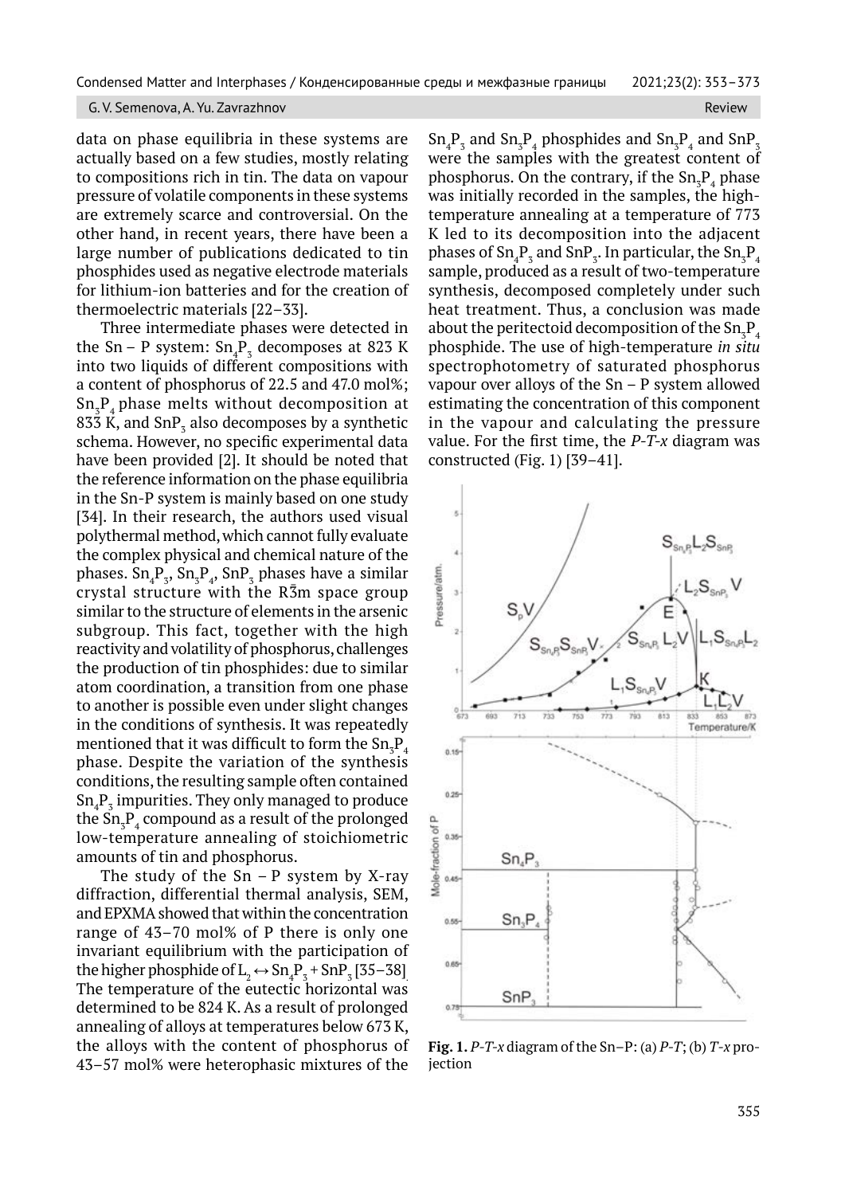data on phase equilibria in these systems are actually based on a few studies, mostly relating to compositions rich in tin. The data on vapour pressure of volatile components in these systems are extremely scarce and controversial. On the other hand, in recent years, there have been a large number of publications dedicated to tin phosphides used as negative electrode materials for lithium-ion batteries and for the creation of thermoelectric materials [22–33].

Three intermediate phases were detected in the Sn – P system: $Sn_4P_3$ decomposes at 823 K into two liquids of different compositions with a content of phosphorus of 22.5 and 47.0 mol%; $Sn_3P_4$ phase melts without decomposition at 833 K, and $SnP_3$ also decomposes by a synthetic schema. However, no specific experimental data have been provided [2]. It should be noted that the reference information on the phase equilibria in the Sn-P system is mainly based on one study [34]. In their research, the authors used visual polythermal method, which cannot fully evaluate the complex physical and chemical nature of the phases. $Sn_4P_3$, $Sn_3P_4$, $SnP_3$ phases have a similar crystal structure with the $R\bar{3}m$ space group similar to the structure of elements in the arsenic subgroup. This fact, together with the high reactivity and volatility of phosphorus, challenges the production of tin phosphides: due to similar atom coordination, a transition from one phase to another is possible even under slight changes in the conditions of synthesis. It was repeatedly mentioned that it was difficult to form the $Sn_3P_4$ phase. Despite the variation of the synthesis conditions, the resulting sample often contained $Sn_4P_3$ impurities. They only managed to produce the $Sn_3P_4$ compound as a result of the prolonged low-temperature annealing of stoichiometric amounts of tin and phosphorus.

The study of the Sn – P system by X-ray diffraction, differential thermal analysis, SEM, and EPXMA showed that within the concentration range of 43–70 mol% of P there is only one invariant equilibrium with the participation of the higher phosphide of $L_2 \leftrightarrow Sn_4P_3 + SnP_3$ [35–38]. The temperature of the eutectic horizontal was determined to be 824 K. As a result of prolonged annealing of alloys at temperatures below 673 K, the alloys with the content of phosphorus of 43–57 mol% were heterophasic mixtures of the $Sn_4P_3$ and $Sn_3P_4$ phosphides and $Sn_3P_4$ and $SnP_3$ were the samples with the greatest content of phosphorus. On the contrary, if the $Sn_3P_4$ phase was initially recorded in the samples, the high-temperature annealing at a temperature of 773 K led to its decomposition into the adjacent phases of $Sn_4P_3$ and $SnP_3$. In particular, the $Sn_3P_4$ sample, produced as a result of two-temperature synthesis, decomposed completely under such heat treatment. Thus, a conclusion was made about the peritectoid decomposition of the $Sn_3P_4$ phosphide. The use of high-temperature *in situ* spectrophotometry of saturated phosphorus vapour over alloys of the Sn – P system allowed estimating the concentration of this component in the vapour and calculating the pressure value. For the first time, the *P-T-x* diagram was constructed (Fig. 1) [39–41].

**Fig. 1.** *P-T-x* diagram of the Sn–P: (a) *P-T*; (b) *T-x* projection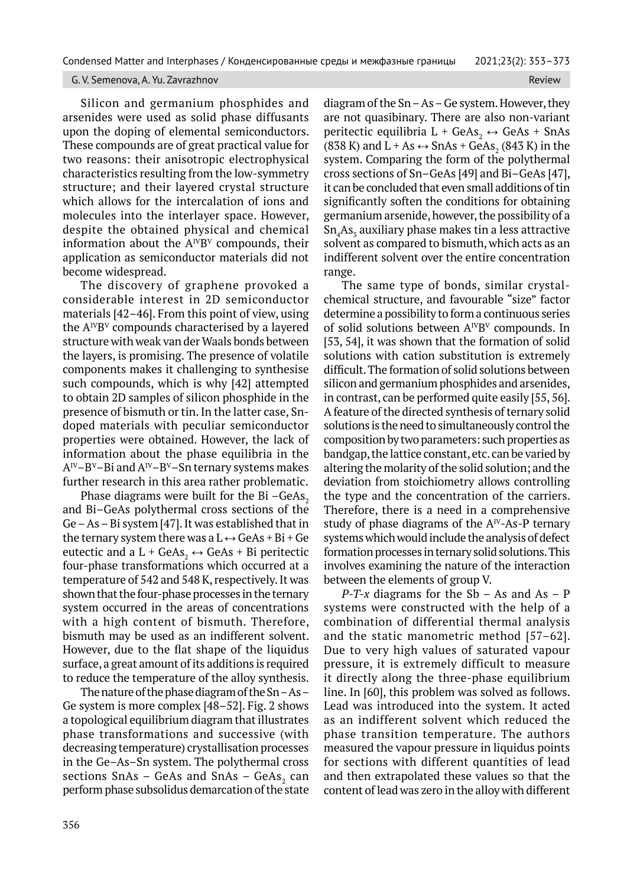Silicon and germanium phosphides and arsenides were used as solid phase diffusants upon the doping of elemental semiconductors. These compounds are of great practical value for two reasons: their anisotropic electrophysical characteristics resulting from the low-symmetry structure; and their layered crystal structure which allows for the intercalation of ions and molecules into the interlayer space. However, despite the obtained physical and chemical information about the $A^{IV}B^{V}$ compounds, their application as semiconductor materials did not become widespread.

The discovery of graphene provoked a considerable interest in 2D semiconductor materials [42–46]. From this point of view, using the $A^{IV}B^{V}$ compounds characterised by a layered structure with weak van der Waals bonds between the layers, is promising. The presence of volatile components makes it challenging to synthesise such compounds, which is why [42] attempted to obtain 2D samples of silicon phosphide in the presence of bismuth or tin. In the latter case, Sn-doped materials with peculiar semiconductor properties were obtained. However, the lack of information about the phase equilibria in the $A^{IV}$–$B^{V}$–Bi and $A^{IV}$–$B^{V}$–Sn ternary systems makes further research in this area rather problematic.

Phase diagrams were built for the Bi –$GeAs_2$ and Bi–GeAs polythermal cross sections of the Ge – As – Bi system [47]. It was established that in the ternary system there was a L ↔ GeAs + Bi + Ge eutectic and a L + $GeAs_2$ ↔ GeAs + Bi peritectic four-phase transformations which occurred at a temperature of 542 and 548 K, respectively. It was shown that the four-phase processes in the ternary system occurred in the areas of concentrations with a high content of bismuth. Therefore, bismuth may be used as an indifferent solvent. However, due to the flat shape of the liquidus surface, a great amount of its additions is required to reduce the temperature of the alloy synthesis.

The nature of the phase diagram of the Sn – As – Ge system is more complex [48–52]. Fig. 2 shows a topological equilibrium diagram that illustrates phase transformations and successive (with decreasing temperature) crystallisation processes in the Ge–As–Sn system. The polythermal cross sections SnAs – GeAs and SnAs – $GeAs_2$ can perform phase subsolidus demarcation of the state diagram of the Sn – As – Ge system. However, they are not quasibinary. There are also non-variant peritectic equilibria L + $GeAs_2$ ↔ GeAs + SnAs (838 K) and L + As ↔ SnAs + $GeAs_2$ (843 K) in the system. Comparing the form of the polythermal cross sections of Sn–GeAs [49] and Bi–GeAs [47], it can be concluded that even small additions of tin significantly soften the conditions for obtaining germanium arsenide, however, the possibility of a $Sn_4As_3$ auxiliary phase makes tin a less attractive solvent as compared to bismuth, which acts as an indifferent solvent over the entire concentration range.

The same type of bonds, similar crystal-chemical structure, and favourable "size" factor determine a possibility to form a continuous series of solid solutions between $A^{IV}B^{V}$ compounds. In [53, 54], it was shown that the formation of solid solutions with cation substitution is extremely difficult. The formation of solid solutions between silicon and germanium phosphides and arsenides, in contrast, can be performed quite easily [55, 56]. A feature of the directed synthesis of ternary solid solutions is the need to simultaneously control the composition by two parameters: such properties as bandgap, the lattice constant, etc. can be varied by altering the molarity of the solid solution; and the deviation from stoichiometry allows controlling the type and the concentration of the carriers. Therefore, there is a need in a comprehensive study of phase diagrams of the $A^{IV}$-As-P ternary systems which would include the analysis of defect formation processes in ternary solid solutions. This involves examining the nature of the interaction between the elements of group V.

*P-T-x* diagrams for the Sb – As and As – P systems were constructed with the help of a combination of differential thermal analysis and the static manometric method [57–62]. Due to very high values of saturated vapour pressure, it is extremely difficult to measure it directly along the three-phase equilibrium line. In [60], this problem was solved as follows. Lead was introduced into the system. It acted as an indifferent solvent which reduced the phase transition temperature. The authors measured the vapour pressure in liquidus points for sections with different quantities of lead and then extrapolated these values so that the content of lead was zero in the alloy with different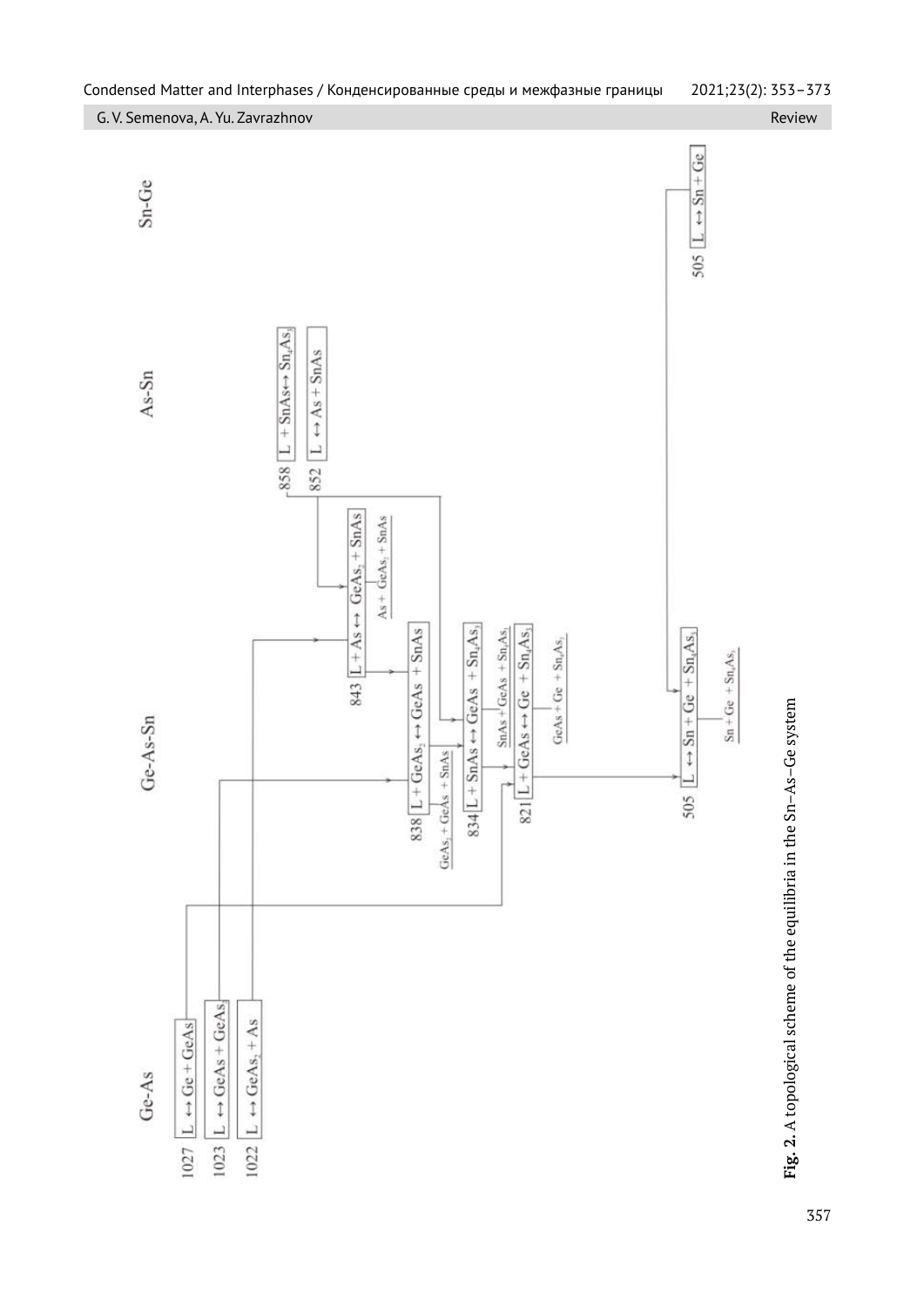**Ge-As**

- 1027 $L \leftrightarrow Ge + GeAs$
- 1023 $L \leftrightarrow GeAs + GeAs_2$
- 1022 $L \leftrightarrow GeAs_2 + As$

**Ge-As-Sn**

- 843 $L + As \leftrightarrow GeAs_2 + SnAs$ — $As + GeAs_2 + SnAs$
- 838 $L + GeAs_2 \leftrightarrow GeAs + SnAs$ — $GeAs_2 + GeAs + SnAs$
- 834 $L + SnAs \leftrightarrow GeAs + Sn_4As_3$ — $SnAs + GeAs + Sn_4As_3$
- 821 $L + GeAs \leftrightarrow Ge + Sn_4As_3$ — $GeAs + Ge + Sn_4As_3$
- 505 $L \leftrightarrow Sn + Ge + Sn_4As_3$ — $Sn + Ge + Sn_4As_3$

**As-Sn**

- 858 $L + SnAs \leftrightarrow Sn_4As_3$
- 852 $L \leftrightarrow As + SnAs$

**Sn-Ge**

- 505 $L \leftrightarrow Sn + Ge$

**Fig. 2.** A topological scheme of the equilibria in the Sn–As–Ge system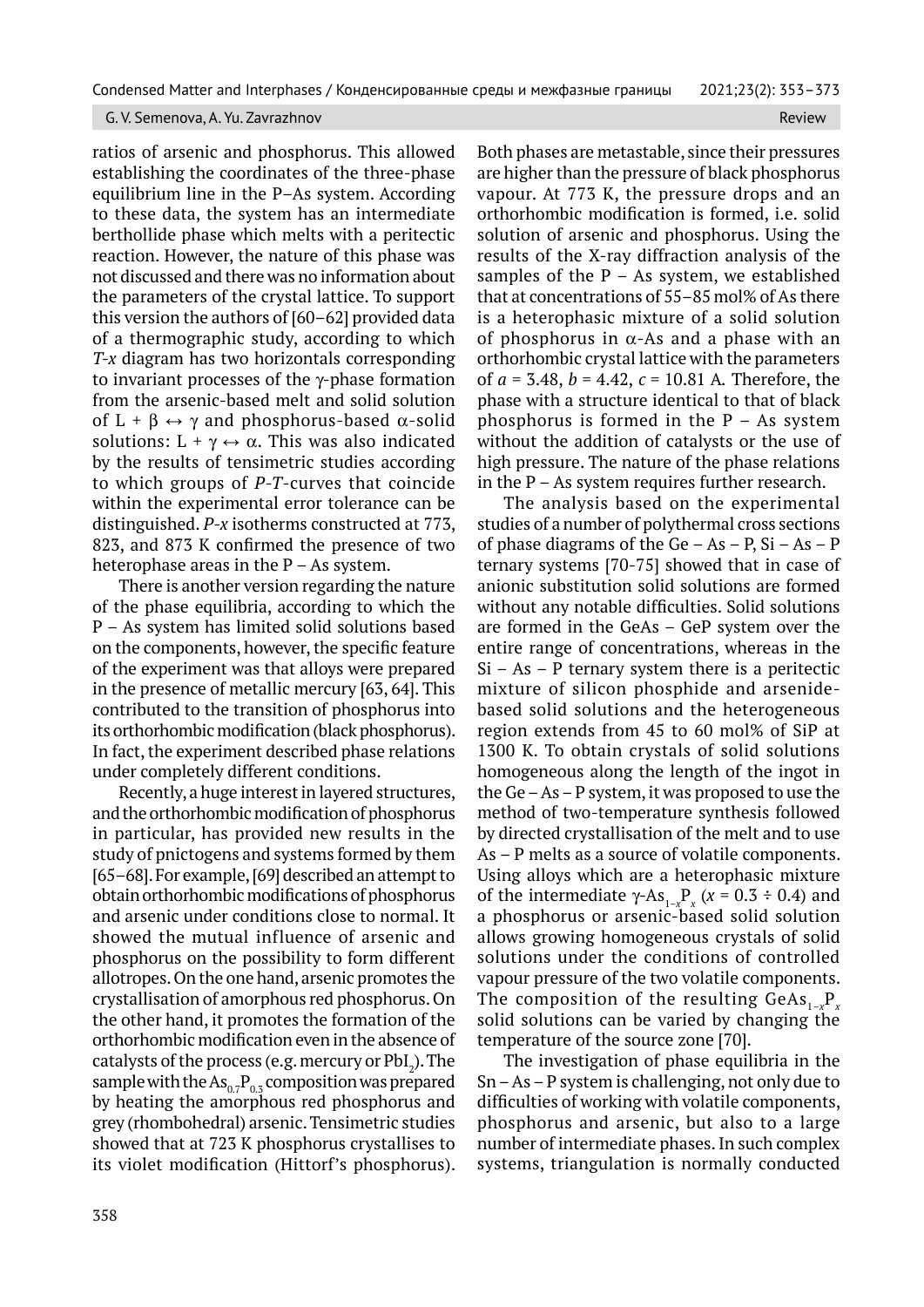ratios of arsenic and phosphorus. This allowed establishing the coordinates of the three-phase equilibrium line in the P–As system. According to these data, the system has an intermediate berthollide phase which melts with a peritectic reaction. However, the nature of this phase was not discussed and there was no information about the parameters of the crystal lattice. To support this version the authors of [60–62] provided data of a thermographic study, according to which *T-x* diagram has two horizontals corresponding to invariant processes of the γ-phase formation from the arsenic-based melt and solid solution of L + β ↔ γ and phosphorus-based α-solid solutions: L + γ ↔ α. This was also indicated by the results of tensimetric studies according to which groups of *P-T*-curves that coincide within the experimental error tolerance can be distinguished. *P-x* isotherms constructed at 773, 823, and 873 K confirmed the presence of two heterophase areas in the P – As system.

There is another version regarding the nature of the phase equilibria, according to which the P – As system has limited solid solutions based on the components, however, the specific feature of the experiment was that alloys were prepared in the presence of metallic mercury [63, 64]. This contributed to the transition of phosphorus into its orthorhombic modification (black phosphorus). In fact, the experiment described phase relations under completely different conditions.

Recently, a huge interest in layered structures, and the orthorhombic modification of phosphorus in particular, has provided new results in the study of pnictogens and systems formed by them [65–68]. For example, [69] described an attempt to obtain orthorhombic modifications of phosphorus and arsenic under conditions close to normal. It showed the mutual influence of arsenic and phosphorus on the possibility to form different allotropes. On the one hand, arsenic promotes the crystallisation of amorphous red phosphorus. On the other hand, it promotes the formation of the orthorhombic modification even in the absence of catalysts of the process (e.g. mercury or $PbI_2$). The sample with the $As_{0.7}P_{0.3}$ composition was prepared by heating the amorphous red phosphorus and grey (rhombohedral) arsenic. Tensimetric studies showed that at 723 K phosphorus crystallises to its violet modification (Hittorf's phosphorus). Both phases are metastable, since their pressures are higher than the pressure of black phosphorus vapour. At 773 K, the pressure drops and an orthorhombic modification is formed, i.e. solid solution of arsenic and phosphorus. Using the results of the X-ray diffraction analysis of the samples of the P – As system, we established that at concentrations of 55–85 mol% of As there is a heterophasic mixture of a solid solution of phosphorus in α-As and a phase with an orthorhombic crystal lattice with the parameters of $a$ = 3.48, $b$ = 4.42, $c$ = 10.81 A. Therefore, the phase with a structure identical to that of black phosphorus is formed in the P – As system without the addition of catalysts or the use of high pressure. The nature of the phase relations in the P – As system requires further research.

The analysis based on the experimental studies of a number of polythermal cross sections of phase diagrams of the Ge – As – P, Si – As – P ternary systems [70-75] showed that in case of anionic substitution solid solutions are formed without any notable difficulties. Solid solutions are formed in the GeAs – GeP system over the entire range of concentrations, whereas in the Si – As – P ternary system there is a peritectic mixture of silicon phosphide and arsenide-based solid solutions and the heterogeneous region extends from 45 to 60 mol% of SiP at 1300 K. To obtain crystals of solid solutions homogeneous along the length of the ingot in the Ge – As – P system, it was proposed to use the method of two-temperature synthesis followed by directed crystallisation of the melt and to use As – P melts as a source of volatile components. Using alloys which are a heterophasic mixture of the intermediate γ-$As_{1-x}P_x$ ($x$ = 0.3 ÷ 0.4) and a phosphorus or arsenic-based solid solution allows growing homogeneous crystals of solid solutions under the conditions of controlled vapour pressure of the two volatile components. The composition of the resulting $GeAs_{1-x}P_x$ solid solutions can be varied by changing the temperature of the source zone [70].

The investigation of phase equilibria in the Sn – As – P system is challenging, not only due to difficulties of working with volatile components, phosphorus and arsenic, but also to a large number of intermediate phases. In such complex systems, triangulation is normally conducted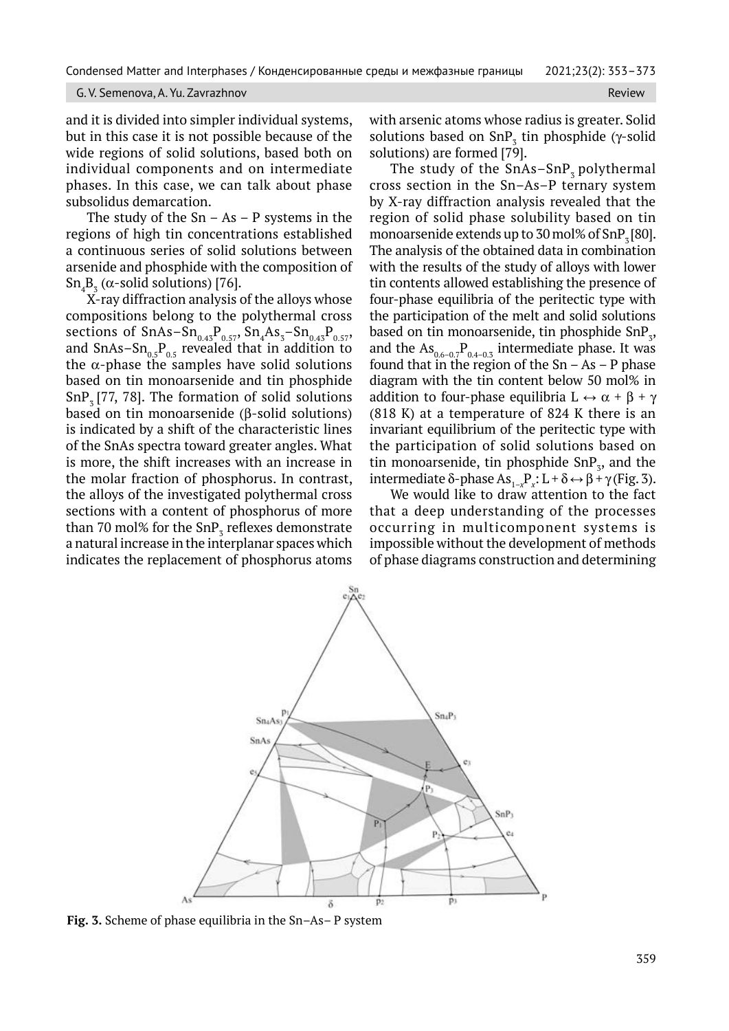and it is divided into simpler individual systems, but in this case it is not possible because of the wide regions of solid solutions, based both on individual components and on intermediate phases. In this case, we can talk about phase subsolidus demarcation.

The study of the Sn – As – P systems in the regions of high tin concentrations established a continuous series of solid solutions between arsenide and phosphide with the composition of $Sn_4B_3$ (α-solid solutions) [76].

X-ray diffraction analysis of the alloys whose compositions belong to the polythermal cross sections of $SnAs–Sn_{0.43}P_{0.57}$, $Sn_4As_3–Sn_{0.43}P_{0.57}$, and $SnAs–Sn_{0.5}P_{0.5}$ revealed that in addition to the α-phase the samples have solid solutions based on tin monoarsenide and tin phosphide $SnP_3$ [77, 78]. The formation of solid solutions based on tin monoarsenide (β-solid solutions) is indicated by a shift of the characteristic lines of the SnAs spectra toward greater angles. What is more, the shift increases with an increase in the molar fraction of phosphorus. In contrast, the alloys of the investigated polythermal cross sections with a content of phosphorus of more than 70 mol% for the $SnP_3$ reflexes demonstrate a natural increase in the interplanar spaces which indicates the replacement of phosphorus atoms with arsenic atoms whose radius is greater. Solid solutions based on $SnP_3$ tin phosphide (γ-solid solutions) are formed [79].

The study of the $SnAs–SnP_3$ polythermal cross section in the Sn–As–P ternary system by X-ray diffraction analysis revealed that the region of solid phase solubility based on tin monoarsenide extends up to 30 mol% of $SnP_3$ [80]. The analysis of the obtained data in combination with the results of the study of alloys with lower tin contents allowed establishing the presence of four-phase equilibria of the peritectic type with the participation of the melt and solid solutions based on tin monoarsenide, tin phosphide $SnP_3$, and the $As_{0.6–0.7}P_{0.4–0.3}$ intermediate phase. It was found that in the region of the Sn – As – P phase diagram with the tin content below 50 mol% in addition to four-phase equilibria L ↔ α + β + γ (818 K) at a temperature of 824 K there is an invariant equilibrium of the peritectic type with the participation of solid solutions based on tin monoarsenide, tin phosphide $SnP_3$, and the intermediate δ-phase $As_{1–x}P_x$: L + δ ↔ β + γ (Fig. 3).

We would like to draw attention to the fact that a deep understanding of the processes occurring in multicomponent systems is impossible without the development of methods of phase diagrams construction and determining

**Fig. 3.** Scheme of phase equilibria in the Sn–As– P system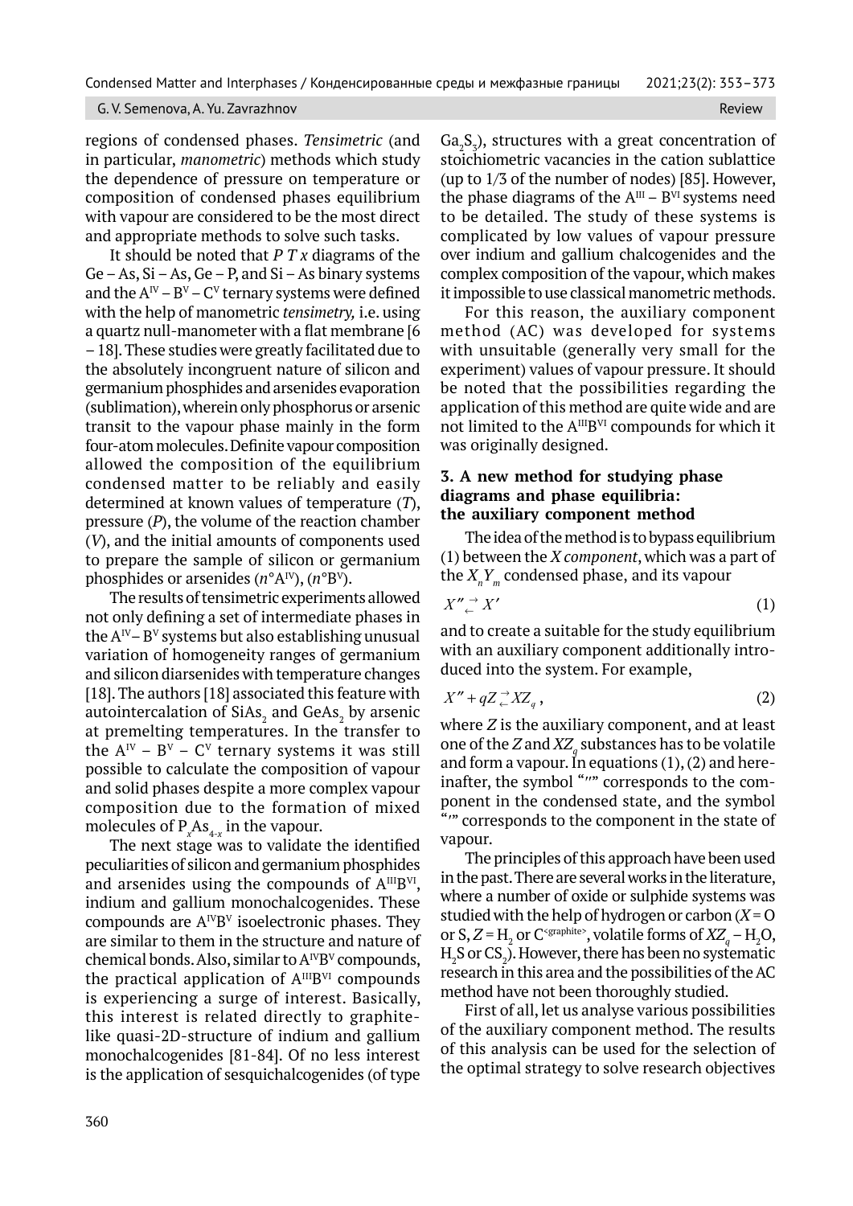regions of condensed phases. *Tensimetric* (and in particular, *manometric*) methods which study the dependence of pressure on temperature or composition of condensed phases equilibrium with vapour are considered to be the most direct and appropriate methods to solve such tasks.

It should be noted that *P T x* diagrams of the Ge – As, Si – As, Ge – P, and Si – As binary systems and the $A^{IV} – B^{V} – C^{V}$ ternary systems were defined with the help of manometric *tensimetry,* i.e. using a quartz null-manometer with a flat membrane [6 – 18]. These studies were greatly facilitated due to the absolutely incongruent nature of silicon and germanium phosphides and arsenides evaporation (sublimation), wherein only phosphorus or arsenic transit to the vapour phase mainly in the form four-atom molecules. Definite vapour composition allowed the composition of the equilibrium condensed matter to be reliably and easily determined at known values of temperature (*T*), pressure (*P*), the volume of the reaction chamber (*V*), and the initial amounts of components used to prepare the sample of silicon or germanium phosphides or arsenides ($n°A^{IV}$), ($n°B^{V}$).

The results of tensimetric experiments allowed not only defining a set of intermediate phases in the $A^{IV}– B^{V}$ systems but also establishing unusual variation of homogeneity ranges of germanium and silicon diarsenides with temperature changes [18]. The authors [18] associated this feature with autointercalation of $SiAs_2$ and $GeAs_2$ by arsenic at premelting temperatures. In the transfer to the $A^{IV} – B^{V} – C^{V}$ ternary systems it was still possible to calculate the composition of vapour and solid phases despite a more complex vapour composition due to the formation of mixed molecules of $P_xAs_{4-x}$ in the vapour.

The next stage was to validate the identified peculiarities of silicon and germanium phosphides and arsenides using the compounds of $A^{III}B^{VI}$, indium and gallium monochalcogenides. These compounds are $A^{IV}B^{V}$ isoelectronic phases. They are similar to them in the structure and nature of chemical bonds. Also, similar to $A^{IV}B^{V}$ compounds, the practical application of $A^{III}B^{VI}$ compounds is experiencing a surge of interest. Basically, this interest is related directly to graphite-like quasi-2D-structure of indium and gallium monochalcogenides [81-84]. Of no less interest is the application of sesquichalcogenides (of type $Ga_2S_3$), structures with a great concentration of stoichiometric vacancies in the cation sublattice (up to 1/3 of the number of nodes) [85]. However, the phase diagrams of the $A^{III} – B^{VI}$ systems need to be detailed. The study of these systems is complicated by low values of vapour pressure over indium and gallium chalcogenides and the complex composition of the vapour, which makes it impossible to use classical manometric methods.

For this reason, the auxiliary component method (AC) was developed for systems with unsuitable (generally very small for the experiment) values of vapour pressure. It should be noted that the possibilities regarding the application of this method are quite wide and are not limited to the $A^{III}B^{VI}$ compounds for which it was originally designed.

## 3. A new method for studying phase diagrams and phase equilibria: the auxiliary component method

The idea of the method is to bypass equilibrium (1) between the *X component*, which was a part of the $X_nY_m$ condensed phase, and its vapour

$$X'' \rightleftarrows X' \tag{1}$$

and to create a suitable for the study equilibrium with an auxiliary component additionally introduced into the system. For example,

$$X'' + qZ \rightleftarrows XZ_q\,, \tag{2}$$

where *Z* is the auxiliary component, and at least one of the *Z* and $XZ_q$ substances has to be volatile and form a vapour. In equations (1), (2) and hereinafter, the symbol "″" corresponds to the component in the condensed state, and the symbol "′" corresponds to the component in the state of vapour.

The principles of this approach have been used in the past. There are several works in the literature, where a number of oxide or sulphide systems was studied with the help of hydrogen or carbon ($X$ = O or S, $Z = H_2$ or $C^{<graphite>}$, volatile forms of $XZ_q$ – $H_2O$, $H_2S$ or $CS_2$). However, there has been no systematic research in this area and the possibilities of the AC method have not been thoroughly studied.

First of all, let us analyse various possibilities of the auxiliary component method. The results of this analysis can be used for the selection of the optimal strategy to solve research objectives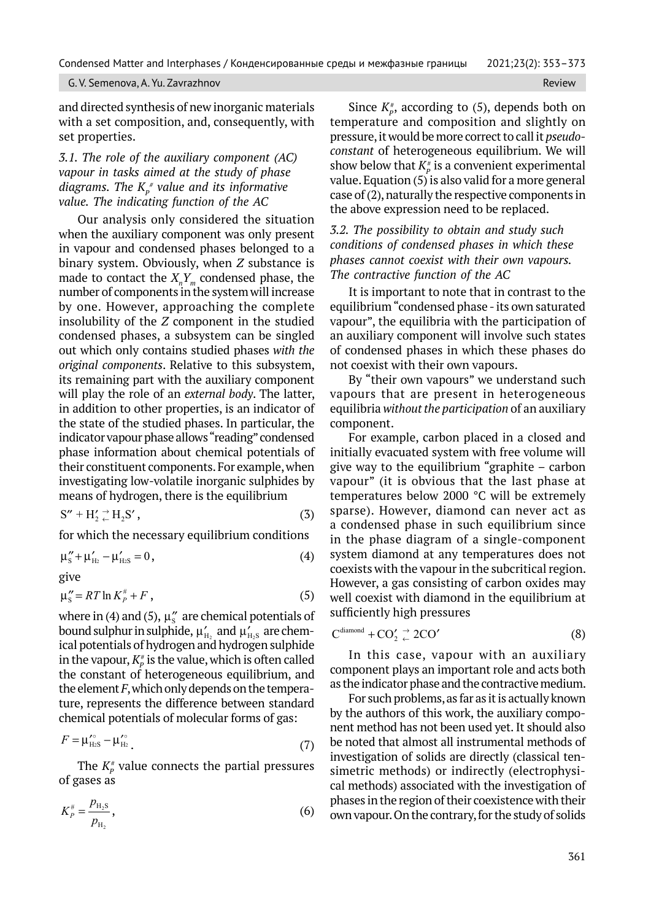and directed synthesis of new inorganic materials with a set composition, and, consequently, with set properties.

### *3.1. The role of the auxiliary component (AC) vapour in tasks aimed at the study of phase diagrams. The $K_P^{\#}$ value and its informative value. The indicating function of the AC*

Our analysis only considered the situation when the auxiliary component was only present in vapour and condensed phases belonged to a binary system. Obviously, when *Z* substance is made to contact the $X_nY_m$ condensed phase, the number of components in the system will increase by one. However, approaching the complete insolubility of the *Z* component in the studied condensed phases, a subsystem can be singled out which only contains studied phases *with the original components*. Relative to this subsystem, its remaining part with the auxiliary component will play the role of an *external body*. The latter, in addition to other properties, is an indicator of the state of the studied phases. In particular, the indicator vapour phase allows "reading" condensed phase information about chemical potentials of their constituent components. For example, when investigating low-volatile inorganic sulphides by means of hydrogen, there is the equilibrium

$$S'' + H_2' \rightleftarrows H_2S', \tag{3}$$

for which the necessary equilibrium conditions

$$\mu_S'' + \mu_{H_2}' - \mu_{H_2S}' = 0, \tag{4}$$

give

$$\mu_S'' = RT \ln K_P^{\#} + F, \tag{5}$$

where in (4) and (5), $\mu_S''$ are chemical potentials of bound sulphur in sulphide, $\mu_{H_2}'$ and $\mu_{H_2S}'$ are chemical potentials of hydrogen and hydrogen sulphide in the vapour, $K_P^{\#}$ is the value, which is often called the constant of heterogeneous equilibrium, and the element *F*, which only depends on the temperature, represents the difference between standard chemical potentials of molecular forms of gas:

$$F = \mu_{H_2S}'^{\circ} - \mu_{H_2}'^{\circ}. \tag{7}$$

The $K_P^{\#}$ value connects the partial pressures of gases as

$$K_P^{\#} = \frac{p_{H_2S}}{p_{H_2}}, \tag{6}$$

Since $K_P^{\#}$, according to (5), depends both on temperature and composition and slightly on pressure, it would be more correct to call it *pseudo-constant* of heterogeneous equilibrium. We will show below that $K_P^{\#}$ is a convenient experimental value. Equation (5) is also valid for a more general case of (2), naturally the respective components in the above expression need to be replaced.

### *3.2. The possibility to obtain and study such conditions of condensed phases in which these phases cannot coexist with their own vapours. The contractive function of the AC*

It is important to note that in contrast to the equilibrium "condensed phase - its own saturated vapour", the equilibria with the participation of an auxiliary component will involve such states of condensed phases in which these phases do not coexist with their own vapours.

By "their own vapours" we understand such vapours that are present in heterogeneous equilibria *without the participation* of an auxiliary component.

For example, carbon placed in a closed and initially evacuated system with free volume will give way to the equilibrium "graphite – carbon vapour" (it is obvious that the last phase at temperatures below 2000 °C will be extremely sparse). However, diamond can never act as a condensed phase in such equilibrium since in the phase diagram of a single-component system diamond at any temperatures does not coexists with the vapour in the subcritical region. However, a gas consisting of carbon oxides may well coexist with diamond in the equilibrium at sufficiently high pressures

$$C^{\text{diamond}} + CO_2' \rightleftarrows 2CO' \tag{8}$$

In this case, vapour with an auxiliary component plays an important role and acts both as the indicator phase and the contractive medium.

For such problems, as far as it is actually known by the authors of this work, the auxiliary component method has not been used yet. It should also be noted that almost all instrumental methods of investigation of solids are directly (classical tensimetric methods) or indirectly (electrophysical methods) associated with the investigation of phases in the region of their coexistence with their own vapour. On the contrary, for the study of solids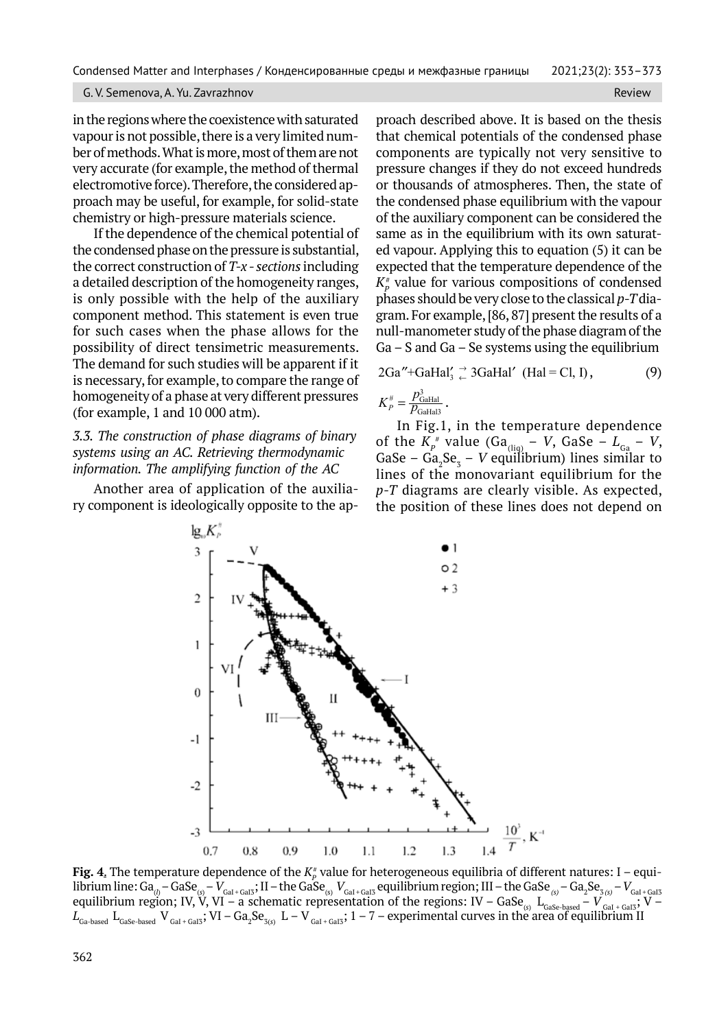in the regions where the coexistence with saturated vapour is not possible, there is a very limited number of methods. What is more, most of them are not very accurate (for example, the method of thermal electromotive force). Therefore, the considered approach may be useful, for example, for solid-state chemistry or high-pressure materials science.

If the dependence of the chemical potential of the condensed phase on the pressure is substantial, the correct construction of *T-x - sections* including a detailed description of the homogeneity ranges, is only possible with the help of the auxiliary component method. This statement is even true for such cases when the phase allows for the possibility of direct tensimetric measurements. The demand for such studies will be apparent if it is necessary, for example, to compare the range of homogeneity of a phase at very different pressures (for example, 1 and 10 000 atm).

### *3.3. The construction of phase diagrams of binary systems using an AC. Retrieving thermodynamic information. The amplifying function of the AC*

Another area of application of the auxiliary component is ideologically opposite to the approach described above. It is based on the thesis that chemical potentials of the condensed phase components are typically not very sensitive to pressure changes if they do not exceed hundreds or thousands of atmospheres. Then, the state of the condensed phase equilibrium with the vapour of the auxiliary component can be considered the same as in the equilibrium with its own saturated vapour. Applying this to equation (5) it can be expected that the temperature dependence of the $K_P^{\#}$ value for various compositions of condensed phases should be very close to the classical *p-T* diagram. For example, [86, 87] present the results of a null-manometer study of the phase diagram of the Ga – S and Ga – Se systems using the equilibrium

$$2\text{Ga}'' + \text{GaHal}_3' \rightleftarrows 3\text{GaHal}' \ \ (\text{Hal} = \text{Cl, I}), \qquad (9)$$

$$K_P^{\#} = \frac{p^3_{\text{GaHal}}}{p_{\text{GaHal3}}}.$$

In Fig.1, in the temperature dependence of the $K_P^{\#}$ value ($Ga_{(liq)}$ – $V$, GaSe – $L_{Ga}$ – $V$, GaSe – $Ga_2Se_3$ – $V$ equilibrium) lines similar to lines of the monovariant equilibrium for the *p-T* diagrams are clearly visible. As expected, the position of these lines does not depend on

**Fig. 4.** The temperature dependence of the $K_P^{\#}$ value for heterogeneous equilibria of different natures: I – equilibrium line: $Ga_{(l)}$ – $GaSe_{(s)}$ – $V_{GaI + GaI3}$; II – the $GaSe_{(s)}$ $V_{GaI + GaI3}$ equilibrium region; III – the $GaSe_{(s)}$ – $Ga_2Se_{3(s)}$ – $V_{GaI + GaI3}$ equilibrium region; IV, V, VI – a schematic representation of the regions: IV – $GaSe_{(s)}$ $L_{GaSe\text{-}based}$ – $V_{GaI + GaI3}$; V – $L_{Ga\text{-}based}$ $L_{GaSe\text{-}based}$ $V_{GaI + GaI3}$; VI – $Ga_2Se_{3(s)}$ L – $V_{GaI + GaI3}$; 1 – 7 – experimental curves in the area of equilibrium II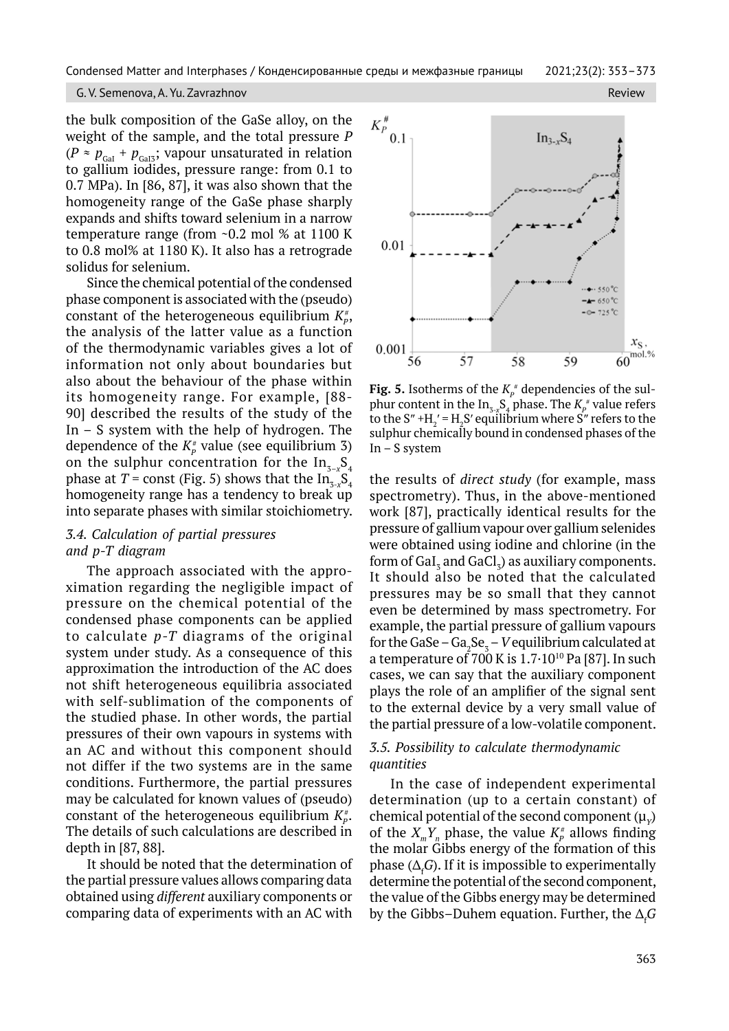the bulk composition of the GaSe alloy, on the weight of the sample, and the total pressure $P$ ($P \approx p_{GaI} + p_{GaI3}$; vapour unsaturated in relation to gallium iodides, pressure range: from 0.1 to 0.7 MPa). In [86, 87], it was also shown that the homogeneity range of the GaSe phase sharply expands and shifts toward selenium in a narrow temperature range (from ~0.2 mol % at 1100 K to 0.8 mol% at 1180 K). It also has a retrograde solidus for selenium.

Since the chemical potential of the condensed phase component is associated with the (pseudo) constant of the heterogeneous equilibrium $K_P^{\#}$, the analysis of the latter value as a function of the thermodynamic variables gives a lot of information not only about boundaries but also about the behaviour of the phase within its homogeneity range. For example, [88-90] described the results of the study of the In – S system with the help of hydrogen. The dependence of the $K_P^{\#}$ value (see equilibrium 3) on the sulphur concentration for the $In_{3-x}S_4$ phase at $T$ = const (Fig. 5) shows that the $In_{3-x}S_4$ homogeneity range has a tendency to break up into separate phases with similar stoichiometry.

**Fig. 5.** Isotherms of the $K_P^{\#}$ dependencies of the sulphur content in the $In_{3-x}S_4$ phase. The $K_P^{\#}$ value refers to the $S'' + H_2' = H_2S'$ equilibrium where $S''$ refers to the sulphur chemically bound in condensed phases of the In – S system

### 3.4. Calculation of partial pressures and p-T diagram

The approach associated with the approximation regarding the negligible impact of pressure on the chemical potential of the condensed phase components can be applied to calculate $p$-$T$ diagrams of the original system under study. As a consequence of this approximation the introduction of the AC does not shift heterogeneous equilibria associated with self-sublimation of the components of the studied phase. In other words, the partial pressures of their own vapours in systems with an AC and without this component should not differ if the two systems are in the same conditions. Furthermore, the partial pressures may be calculated for known values of (pseudo) constant of the heterogeneous equilibrium $K_P^{\#}$. The details of such calculations are described in depth in [87, 88].

It should be noted that the determination of the partial pressure values allows comparing data obtained using *different* auxiliary components or comparing data of experiments with an AC with the results of *direct study* (for example, mass spectrometry). Thus, in the above-mentioned work [87], practically identical results for the pressure of gallium vapour over gallium selenides were obtained using iodine and chlorine (in the form of $GaI_3$ and $GaCl_3$) as auxiliary components. It should also be noted that the calculated pressures may be so small that they cannot even be determined by mass spectrometry. For example, the partial pressure of gallium vapours for the $GaSe – Ga_2Se_3 – V$ equilibrium calculated at a temperature of 700 K is $1.7 \cdot 10^{10}$ Pa [87]. In such cases, we can say that the auxiliary component plays the role of an amplifier of the signal sent to the external device by a very small value of the partial pressure of a low-volatile component.

### 3.5. Possibility to calculate thermodynamic quantities

In the case of independent experimental determination (up to a certain constant) of chemical potential of the second component ($\mu_Y$) of the $X_mY_n$ phase, the value $K_P^{\#}$ allows finding the molar Gibbs energy of the formation of this phase ($\Delta_f G$). If it is impossible to experimentally determine the potential of the second component, the value of the Gibbs energy may be determined by the Gibbs–Duhem equation. Further, the $\Delta_f G$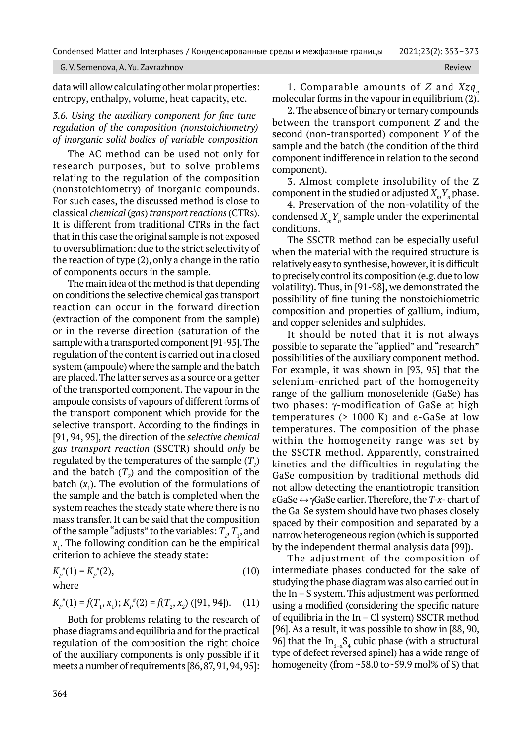data will allow calculating other molar properties: entropy, enthalpy, volume, heat capacity, etc.

### *3.6. Using the auxiliary component for fine tune regulation of the composition (nonstoichiometry) of inorganic solid bodies of variable composition*

The AC method can be used not only for research purposes, but to solve problems relating to the regulation of the composition (nonstoichiometry) of inorganic compounds. For such cases, the discussed method is close to classical *chemical* (*gas*) *transport reactions* (CTRs). It is different from traditional CTRs in the fact that in this case the original sample is not exposed to oversublimation: due to the strict selectivity of the reaction of type (2), only a change in the ratio of components occurs in the sample.

The main idea of the method is that depending on conditions the selective chemical gas transport reaction can occur in the forward direction (extraction of the component from the sample) or in the reverse direction (saturation of the sample with a transported component [91-95]. The regulation of the content is carried out in a closed system (ampoule) where the sample and the batch are placed. The latter serves as a source or a getter of the transported component. The vapour in the ampoule consists of vapours of different forms of the transport component which provide for the selective transport. According to the findings in [91, 94, 95], the direction of the *selective chemical gas transport reaction* (SSCTR) should *only* be regulated by the temperatures of the sample ($T_1$) and the batch ($T_2$) and the composition of the batch ($x_1$). The evolution of the formulations of the sample and the batch is completed when the system reaches the steady state where there is no mass transfer. It can be said that the composition of the sample "adjusts" to the variables: $T_2$, $T_1$, and $x_1$. The following condition can be the empirical criterion to achieve the steady state:

$$K_P{}''(1) = K_P{}''(2), \tag{10}$$

where

$$K_P{}''(1) = f(T_1, x_1);\ K_P{}''(2) = f(T_2, x_2) \text{ ([91, 94]).} \tag{11}$$

Both for problems relating to the research of phase diagrams and equilibria and for the practical regulation of the composition the right choice of the auxiliary components is only possible if it meets a number of requirements [86, 87, 91, 94, 95]:

1. Comparable amounts of $Z$ and $Xzq_q$ molecular forms in the vapour in equilibrium (2).

2. The absence of binary or ternary compounds between the transport component $Z$ and the second (non-transported) component $Y$ of the sample and the batch (the condition of the third component indifference in relation to the second component).

3. Almost complete insolubility of the Z component in the studied or adjusted $X_mY_n$ phase.

4. Preservation of the non-volatility of the condensed $X_mY_n$ sample under the experimental conditions.

The SSCTR method can be especially useful when the material with the required structure is relatively easy to synthesise, however, it is difficult to precisely control its composition (e.g. due to low volatility). Thus, in [91-98], we demonstrated the possibility of fine tuning the nonstoichiometric composition and properties of gallium, indium, and copper selenides and sulphides.

It should be noted that it is not always possible to separate the "applied" and "research" possibilities of the auxiliary component method. For example, it was shown in [93, 95] that the selenium-enriched part of the homogeneity range of the gallium monoselenide (GaSe) has two phases: γ-modification of GaSe at high temperatures (> 1000 K) and ε-GaSe at low temperatures. The composition of the phase within the homogeneity range was set by the SSCTR method. Apparently, constrained kinetics and the difficulties in regulating the GaSe composition by traditional methods did not allow detecting the enantiotropic transition εGaSe ↔ γGaSe earlier. Therefore, the *T-x-* chart of the Ga Se system should have two phases closely spaced by their composition and separated by a narrow heterogeneous region (which is supported by the independent thermal analysis data [99]).

The adjustment of the composition of intermediate phases conducted for the sake of studying the phase diagram was also carried out in the In – S system. This adjustment was performed using a modified (considering the specific nature of equilibria in the In – Cl system) SSCTR method [96]. As a result, it was possible to show in [88, 90, 96] that the $In_{3-x}S_4$ cubic phase (with a structural type of defect reversed spinel) has a wide range of homogeneity (from ~58.0 to~59.9 mol% of S) that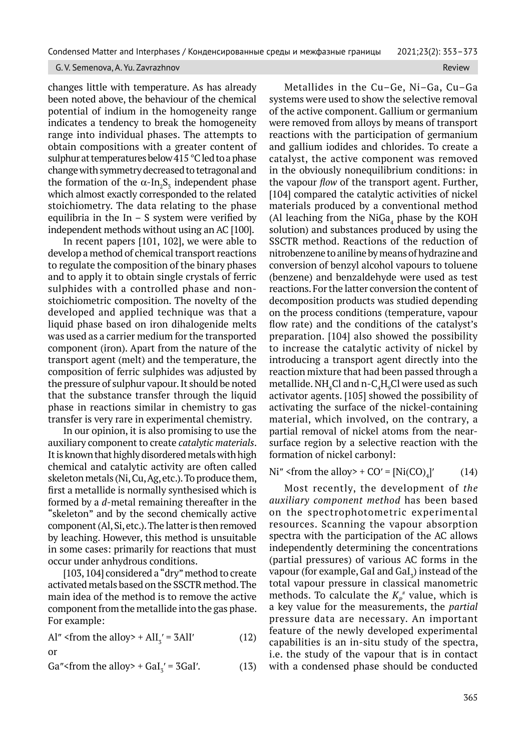changes little with temperature. As has already been noted above, the behaviour of the chemical potential of indium in the homogeneity range indicates a tendency to break the homogeneity range into individual phases. The attempts to obtain compositions with a greater content of sulphur at temperatures below 415 °C led to a phase change with symmetry decreased to tetragonal and the formation of the $\alpha$-$In_2S_3$ independent phase which almost exactly corresponded to the related stoichiometry. The data relating to the phase equilibria in the In – S system were verified by independent methods without using an AC [100].

In recent papers [101, 102], we were able to develop a method of chemical transport reactions to regulate the composition of the binary phases and to apply it to obtain single crystals of ferric sulphides with a controlled phase and non-stoichiometric composition. The novelty of the developed and applied technique was that a liquid phase based on iron dihalogenide melts was used as a carrier medium for the transported component (iron). Apart from the nature of the transport agent (melt) and the temperature, the composition of ferric sulphides was adjusted by the pressure of sulphur vapour. It should be noted that the substance transfer through the liquid phase in reactions similar in chemistry to gas transfer is very rare in experimental chemistry.

In our opinion, it is also promising to use the auxiliary component to create *catalytic materials*. It is known that highly disordered metals with high chemical and catalytic activity are often called skeleton metals (Ni, Cu, Ag, etc.). To produce them, first a metallide is normally synthesised which is formed by a *d*-metal remaining thereafter in the "skeleton" and by the second chemically active component (Al, Si, etc.). The latter is then removed by leaching. However, this method is unsuitable in some cases: primarily for reactions that must occur under anhydrous conditions.

[103, 104] considered a "dry" method to create activated metals based on the SSCTR method. The main idea of the method is to remove the active component from the metallide into the gas phase. For example:

$$Al'' \text{<from the alloy>} + AlI_3' = 3AlI' \qquad (12)$$

or

$$Ga''\text{<from the alloy>} + GaI_3' = 3GaI'. \qquad (13)$$

Metallides in the Cu–Ge, Ni–Ga, Cu–Ga systems were used to show the selective removal of the active component. Gallium or germanium were removed from alloys by means of transport reactions with the participation of germanium and gallium iodides and chlorides. To create a catalyst, the active component was removed in the obviously nonequilibrium conditions: in the vapour *flow* of the transport agent. Further, [104] compared the catalytic activities of nickel materials produced by a conventional method (Al leaching from the $NiGa_4$ phase by the KOH solution) and substances produced by using the SSCTR method. Reactions of the reduction of nitrobenzene to aniline by means of hydrazine and conversion of benzyl alcohol vapours to toluene (benzene) and benzaldehyde were used as test reactions. For the latter conversion the content of decomposition products was studied depending on the process conditions (temperature, vapour flow rate) and the conditions of the catalyst's preparation. [104] also showed the possibility to increase the catalytic activity of nickel by introducing a transport agent directly into the reaction mixture that had been passed through a metallide. $NH_4Cl$ and n-$C_4H_9Cl$ were used as such activator agents. [105] showed the possibility of activating the surface of the nickel-containing material, which involved, on the contrary, a partial removal of nickel atoms from the near-surface region by a selective reaction with the formation of nickel carbonyl:

$$Ni'' \text{<from the alloy>} + CO' = [Ni(CO)_4]' \qquad (14)$$

Most recently, the development of *the auxiliary component method* has been based on the spectrophotometric experimental resources. Scanning the vapour absorption spectra with the participation of the AC allows independently determining the concentrations (partial pressures) of various AC forms in the vapour (for example, GaI and $GaI_3$) instead of the total vapour pressure in classical manometric methods. To calculate the $K_P^{\#}$ value, which is a key value for the measurements, the *partial* pressure data are necessary. An important feature of the newly developed experimental capabilities is an in-situ study of the spectra, i.e. the study of the vapour that is in contact with a condensed phase should be conducted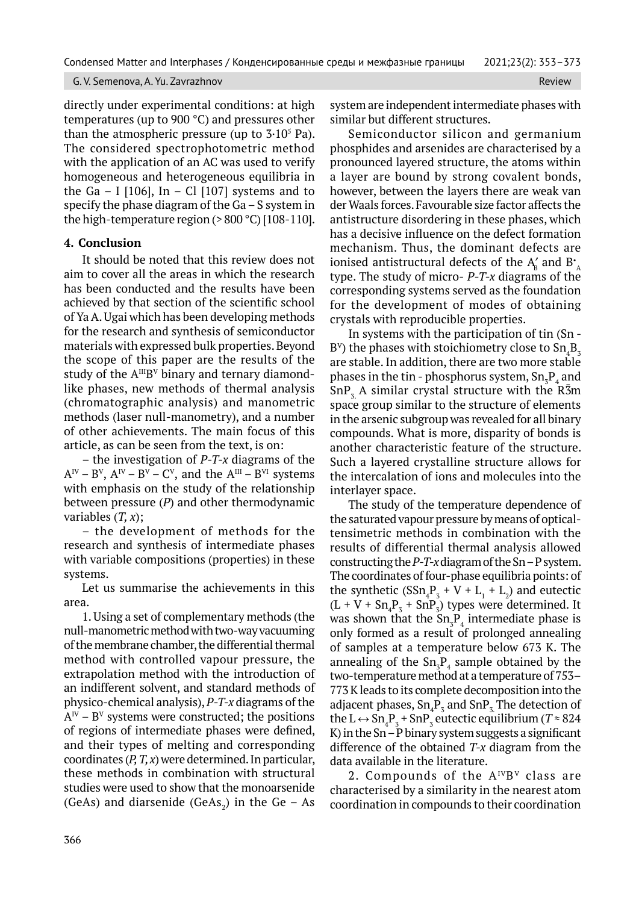directly under experimental conditions: at high temperatures (up to 900 °C) and pressures other than the atmospheric pressure (up to $3\cdot10^5$ Pa). The considered spectrophotometric method with the application of an AC was used to verify homogeneous and heterogeneous equilibria in the Ga – I [106], In – Cl [107] systems and to specify the phase diagram of the Ga – S system in the high-temperature region (> 800 °C) [108-110].

## 4. Conclusion

It should be noted that this review does not aim to cover all the areas in which the research has been conducted and the results have been achieved by that section of the scientific school of Ya A. Ugai which has been developing methods for the research and synthesis of semiconductor materials with expressed bulk properties. Beyond the scope of this paper are the results of the study of the $A^{III}B^{V}$ binary and ternary diamond-like phases, new methods of thermal analysis (chromatographic analysis) and manometric methods (laser null-manometry), and a number of other achievements. The main focus of this article, as can be seen from the text, is on:

– the investigation of *P-T-x* diagrams of the $A^{IV} – B^{V}$, $A^{IV} – B^{V} – C^{V}$, and the $A^{III} – B^{VI}$ systems with emphasis on the study of the relationship between pressure (*P*) and other thermodynamic variables (*T, x*);

– the development of methods for the research and synthesis of intermediate phases with variable compositions (properties) in these systems.

Let us summarise the achievements in this area.

1. Using a set of complementary methods (the null-manometric method with two-way vacuuming of the membrane chamber, the differential thermal method with controlled vapour pressure, the extrapolation method with the introduction of an indifferent solvent, and standard methods of physico-chemical analysis), *P-T-x* diagrams of the $A^{IV} – B^{V}$ systems were constructed; the positions of regions of intermediate phases were defined, and their types of melting and corresponding coordinates (*P, T, x*) were determined. In particular, these methods in combination with structural studies were used to show that the monoarsenide (GeAs) and diarsenide ($GeAs_2$) in the Ge – As system are independent intermediate phases with similar but different structures.

Semiconductor silicon and germanium phosphides and arsenides are characterised by a pronounced layered structure, the atoms within a layer are bound by strong covalent bonds, however, between the layers there are weak van der Waals forces. Favourable size factor affects the antistructure disordering in these phases, which has a decisive influence on the defect formation mechanism. Thus, the dominant defects are ionised antistructural defects of the $A_B'$ and $B_A^{\bullet}$ type. The study of micro- *P-T-x* diagrams of the corresponding systems served as the foundation for the development of modes of obtaining crystals with reproducible properties.

In systems with the participation of tin (Sn - $B^{V}$) the phases with stoichiometry close to $Sn_4B_3$ are stable. In addition, there are two more stable phases in the tin - phosphorus system, $Sn_3P_4$ and $SnP_3$. A similar crystal structure with the $R\bar{3}m$ space group similar to the structure of elements in the arsenic subgroup was revealed for all binary compounds. What is more, disparity of bonds is another characteristic feature of the structure. Such a layered crystalline structure allows for the intercalation of ions and molecules into the interlayer space.

The study of the temperature dependence of the saturated vapour pressure by means of optical-tensimetric methods in combination with the results of differential thermal analysis allowed constructing the *P-T-x* diagram of the Sn – P system. The coordinates of four-phase equilibria points: of the synthetic ($SSn_4P_3 + V + L_1 + L_2$) and eutectic ($L + V + Sn_4P_3 + SnP_3$) types were determined. It was shown that the $Sn_3P_4$ intermediate phase is only formed as a result of prolonged annealing of samples at a temperature below 673 K. The annealing of the $Sn_3P_4$ sample obtained by the two-temperature method at a temperature of 753–773 K leads to its complete decomposition into the adjacent phases, $Sn_4P_3$ and $SnP_3$. The detection of the $L \leftrightarrow Sn_4P_3 + SnP_3$ eutectic equilibrium ($T \approx 824$ K) in the Sn – P binary system suggests a significant difference of the obtained *T-x* diagram from the data available in the literature.

2. Compounds of the $A^{IV}B^{V}$ class are characterised by a similarity in the nearest atom coordination in compounds to their coordination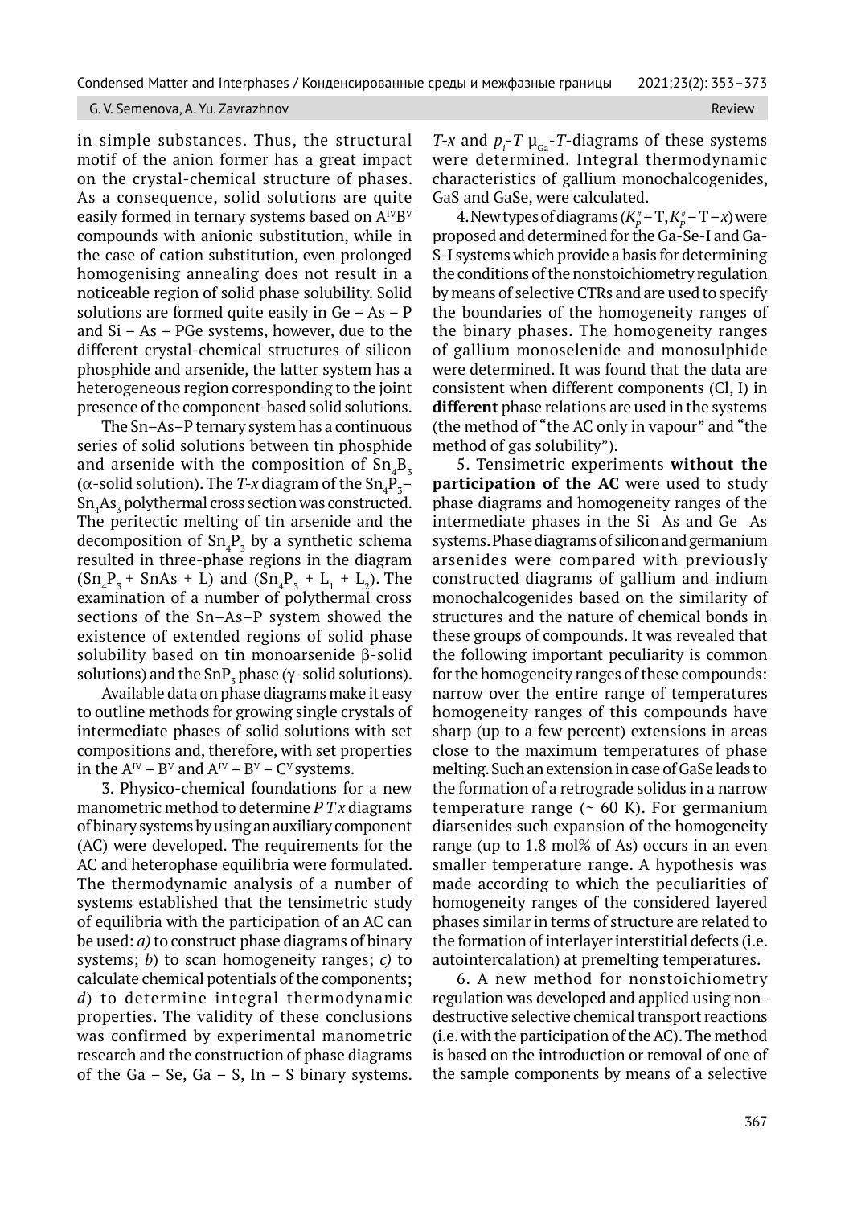in simple substances. Thus, the structural motif of the anion former has a great impact on the crystal-chemical structure of phases. As a consequence, solid solutions are quite easily formed in ternary systems based on $A^{IV}B^{V}$ compounds with anionic substitution, while in the case of cation substitution, even prolonged homogenising annealing does not result in a noticeable region of solid phase solubility. Solid solutions are formed quite easily in Ge – As – P and Si – As – PGe systems, however, due to the different crystal-chemical structures of silicon phosphide and arsenide, the latter system has a heterogeneous region corresponding to the joint presence of the component-based solid solutions.

The Sn–As–P ternary system has a continuous series of solid solutions between tin phosphide and arsenide with the composition of $Sn_4B_3$ (α-solid solution). The *T-x* diagram of the $Sn_4P_3$–$Sn_4As_3$ polythermal cross section was constructed. The peritectic melting of tin arsenide and the decomposition of $Sn_4P_3$ by a synthetic schema resulted in three-phase regions in the diagram ($Sn_4P_3$ + SnAs + L) and ($Sn_4P_3$ + $L_1$ + $L_2$). The examination of a number of polythermal cross sections of the Sn–As–P system showed the existence of extended regions of solid phase solubility based on tin monoarsenide β-solid solutions) and the $SnP_3$ phase (γ-solid solutions).

Available data on phase diagrams make it easy to outline methods for growing single crystals of intermediate phases of solid solutions with set compositions and, therefore, with set properties in the $A^{IV}$ – $B^{V}$ and $A^{IV}$ – $B^{V}$ – $C^{V}$ systems.

3. Physico-chemical foundations for a new manometric method to determine *P T x* diagrams of binary systems by using an auxiliary component (AC) were developed. The requirements for the AC and heterophase equilibria were formulated. The thermodynamic analysis of a number of systems established that the tensimetric study of equilibria with the participation of an AC can be used: *a)* to construct phase diagrams of binary systems; *b*) to scan homogeneity ranges; *c)* to calculate chemical potentials of the components; *d*) to determine integral thermodynamic properties. The validity of these conclusions was confirmed by experimental manometric research and the construction of phase diagrams of the Ga – Se, Ga – S, In – S binary systems. *T-x* and $p_i$-*T* $\mu_{Ga}$-*T*-diagrams of these systems were determined. Integral thermodynamic characteristics of gallium monochalcogenides, GaS and GaSe, were calculated.

4. New types of diagrams ($K_P^{\#}$ – T, $K_P^{\#}$ – T – *x*) were proposed and determined for the Ga-Se-I and Ga-S-I systems which provide a basis for determining the conditions of the nonstoichiometry regulation by means of selective CTRs and are used to specify the boundaries of the homogeneity ranges of the binary phases. The homogeneity ranges of gallium monoselenide and monosulphide were determined. It was found that the data are consistent when different components (Cl, I) in **different** phase relations are used in the systems (the method of "the AC only in vapour" and "the method of gas solubility").

5. Tensimetric experiments **without the participation of the AC** were used to study phase diagrams and homogeneity ranges of the intermediate phases in the Si  As and Ge  As systems. Phase diagrams of silicon and germanium arsenides were compared with previously constructed diagrams of gallium and indium monochalcogenides based on the similarity of structures and the nature of chemical bonds in these groups of compounds. It was revealed that the following important peculiarity is common for the homogeneity ranges of these compounds: narrow over the entire range of temperatures homogeneity ranges of this compounds have sharp (up to a few percent) extensions in areas close to the maximum temperatures of phase melting. Such an extension in case of GaSe leads to the formation of a retrograde solidus in a narrow temperature range (~ 60 K). For germanium diarsenides such expansion of the homogeneity range (up to 1.8 mol% of As) occurs in an even smaller temperature range. A hypothesis was made according to which the peculiarities of homogeneity ranges of the considered layered phases similar in terms of structure are related to the formation of interlayer interstitial defects (i.e. autointercalation) at premelting temperatures.

6. A new method for nonstoichiometry regulation was developed and applied using non-destructive selective chemical transport reactions (i.e. with the participation of the AC). The method is based on the introduction or removal of one of the sample components by means of a selective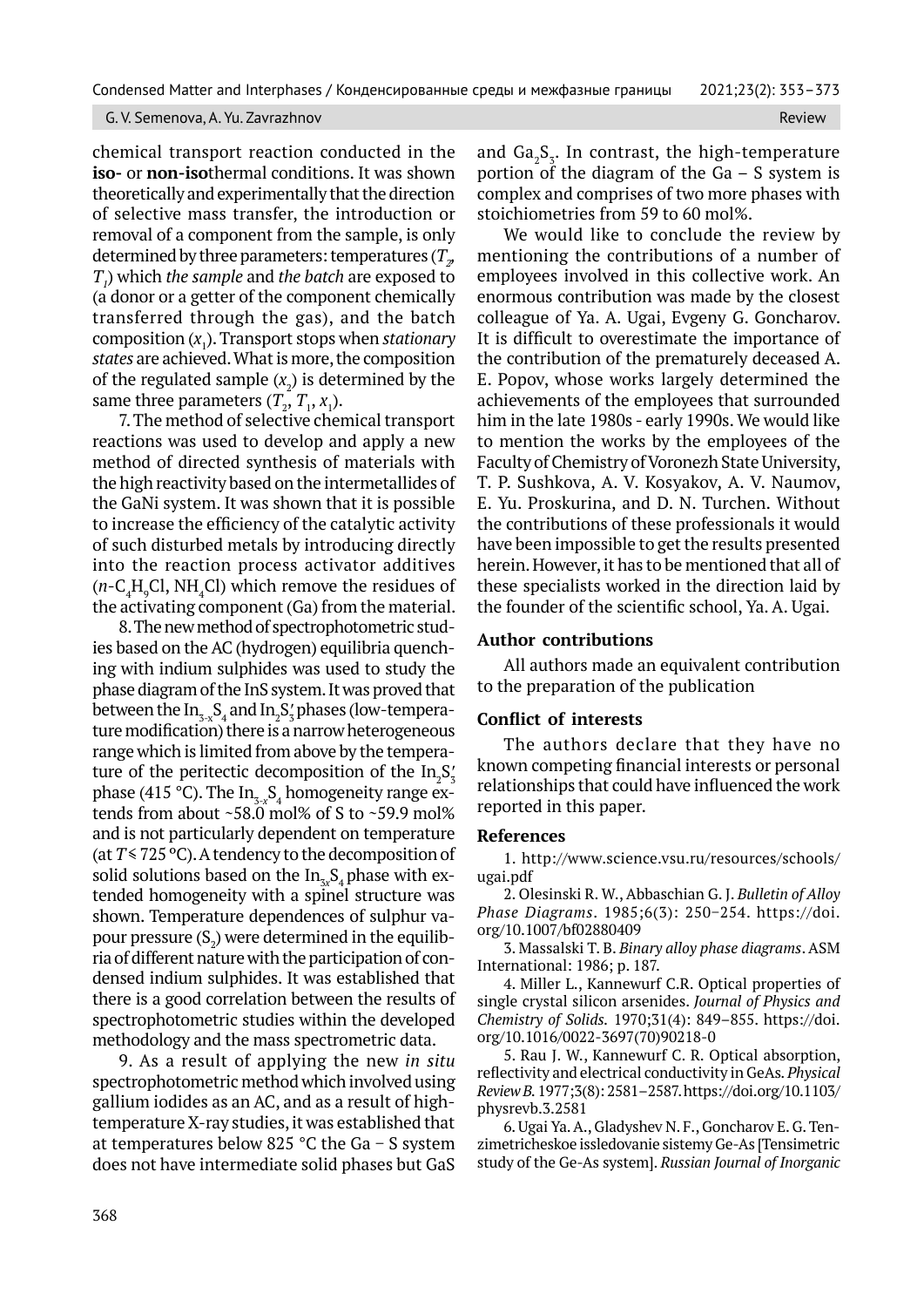chemical transport reaction conducted in the **iso-** or **non-iso**thermal conditions. It was shown theoretically and experimentally that the direction of selective mass transfer, the introduction or removal of a component from the sample, is only determined by three parameters: temperatures ($T_2$, $T_1$) which *the sample* and *the batch* are exposed to (a donor or a getter of the component chemically transferred through the gas), and the batch composition ($x_1$). Transport stops when *stationary states* are achieved. What is more, the composition of the regulated sample ($x_2$) is determined by the same three parameters ($T_2$, $T_1$, $x_1$).

7. The method of selective chemical transport reactions was used to develop and apply a new method of directed synthesis of materials with the high reactivity based on the intermetallides of the GaNi system. It was shown that it is possible to increase the efficiency of the catalytic activity of such disturbed metals by introducing directly into the reaction process activator additives ($n$-$C_4H_9Cl$, $NH_4Cl$) which remove the residues of the activating component (Ga) from the material.

8. The new method of spectrophotometric studies based on the AC (hydrogen) equilibria quenching with indium sulphides was used to study the phase diagram of the InS system. It was proved that between the $In_{3-x}S_4$ and $In_2S_3'$ phases (low-temperature modification) there is a narrow heterogeneous range which is limited from above by the temperature of the peritectic decomposition of the $In_2S_3'$ phase (415 °C). The $In_{3-x}S_4$ homogeneity range extends from about ~58.0 mol% of S to ~59.9 mol% and is not particularly dependent on temperature (at $T \leqslant 725$ °C). A tendency to the decomposition of solid solutions based on the $In_{3x}S_4$ phase with extended homogeneity with a spinel structure was shown. Temperature dependences of sulphur vapour pressure ($S_2$) were determined in the equilibria of different nature with the participation of condensed indium sulphides. It was established that there is a good correlation between the results of spectrophotometric studies within the developed methodology and the mass spectrometric data.

9. As a result of applying the new *in situ* spectrophotometric method which involved using gallium iodides as an AC, and as a result of high-temperature X-ray studies, it was established that at temperatures below 825 °C the Ga – S system does not have intermediate solid phases but GaS and $Ga_2S_3$. In contrast, the high-temperature portion of the diagram of the Ga – S system is complex and comprises of two more phases with stoichiometries from 59 to 60 mol%.

We would like to conclude the review by mentioning the contributions of a number of employees involved in this collective work. An enormous contribution was made by the closest colleague of Ya. A. Ugai, Evgeny G. Goncharov. It is difficult to overestimate the importance of the contribution of the prematurely deceased A. E. Popov, whose works largely determined the achievements of the employees that surrounded him in the late 1980s - early 1990s. We would like to mention the works by the employees of the Faculty of Chemistry of Voronezh State University, T. P. Sushkova, A. V. Kosyakov, A. V. Naumov, E. Yu. Proskurina, and D. N. Turchen. Without the contributions of these professionals it would have been impossible to get the results presented herein. However, it has to be mentioned that all of these specialists worked in the direction laid by the founder of the scientific school, Ya. A. Ugai.

## Author contributions

All authors made an equivalent contribution to the preparation of the publication

## Conflict of interests

The authors declare that they have no known competing financial interests or personal relationships that could have influenced the work reported in this paper.

## References

1. http://www.science.vsu.ru/resources/schools/ugai.pdf

2. Olesinski R. W., Abbaschian G. J. *Bulletin of Alloy Phase Diagrams*. 1985;6(3): 250–254. https://doi.org/10.1007/bf02880409

3. Massalski T. B. *Binary alloy phase diagrams*. ASM International: 1986; p. 187.

4. Miller L., Kannewurf C.R. Optical properties of single crystal silicon arsenides. *Journal of Physics and Chemistry of Solids*. 1970;31(4): 849–855. https://doi.org/10.1016/0022-3697(70)90218-0

5. Rau J. W., Kannewurf C. R. Optical absorption, reflectivity and electrical conductivity in GeAs. *Physical Review B*. 1977;3(8): 2581–2587. https://doi.org/10.1103/physrevb.3.2581

6. Ugai Ya. A., Gladyshev N. F., Goncharov E. G. Tenzimetricheskoe issledovanie sistemy Ge-As [Tensimetric study of the Ge-As system]. *Russian Journal of Inorganic*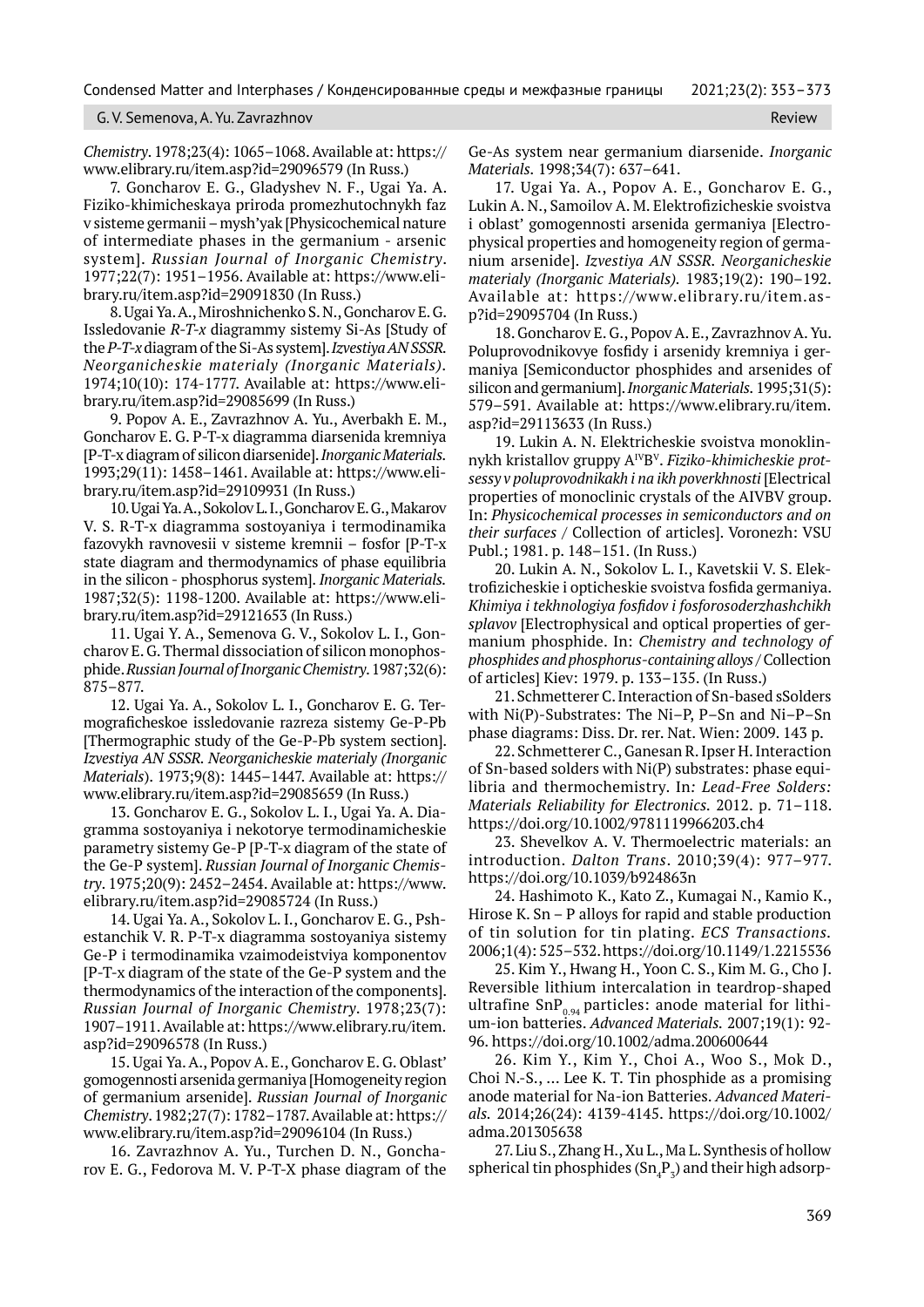*Chemistry*. 1978;23(4): 1065–1068. Available at: https://www.elibrary.ru/item.asp?id=29096579 (In Russ.)

7. Goncharov E. G., Gladyshev N. F., Ugai Ya. A. Fiziko-khimicheskaya priroda promezhutochnykh faz v sisteme germanii – mysh'yak [Physicochemical nature of intermediate phases in the germanium - arsenic system]. *Russian Journal of Inorganic Chemistry*. 1977;22(7): 1951–1956. Available at: https://www.elibrary.ru/item.asp?id=29091830 (In Russ.)

8. Ugai Ya. A., Miroshnichenko S. N., Goncharov E. G. Issledovanie *R-T-x* diagrammy sistemy Si-As [Study of the *P-T-x* diagram of the Si-As system]. *Izvestiya AN SSSR. Neorganicheskie materialy (Inorganic Materials)*. 1974;10(10): 174-1777. Available at: https://www.elibrary.ru/item.asp?id=29085699 (In Russ.)

9. Popov A. E., Zavrazhnov A. Yu., Averbakh E. M., Goncharov E. G. P-T-x diagramma diarsenida kremniya [P-T-x diagram of silicon diarsenide]. *Inorganic Materials*. 1993;29(11): 1458–1461. Available at: https://www.elibrary.ru/item.asp?id=29109931 (In Russ.)

10. Ugai Ya. A., Sokolov L. I., Goncharov E. G., Makarov V. S. R-T-x diagramma sostoyaniya i termodinamika fazovykh ravnovesii v sisteme kremnii – fosfor [P-T-x state diagram and thermodynamics of phase equilibria in the silicon - phosphorus system]. *Inorganic Materials*. 1987;32(5): 1198-1200. Available at: https://www.elibrary.ru/item.asp?id=29121653 (In Russ.)

11. Ugai Y. A., Semenova G. V., Sokolov L. I., Goncharov E. G. Thermal dissociation of silicon monophosphide. *Russian Journal of Inorganic Chemistry*. 1987;32(6): 875–877.

12. Ugai Ya. A., Sokolov L. I., Goncharov E. G. Termograficheskoe issledovanie razreza sistemy Ge-P-Pb [Thermographic study of the Ge-P-Pb system section]. *Izvestiya AN SSSR. Neorganicheskie materialy (Inorganic Materials*). 1973;9(8): 1445–1447. Available at: https://www.elibrary.ru/item.asp?id=29085659 (In Russ.)

13. Goncharov E. G., Sokolov L. I., Ugai Ya. A. Diagramma sostoyaniya i nekotorye termodinamicheskie parametry sistemy Ge-P [P-T-x diagram of the state of the Ge-P system]. *Russian Journal of Inorganic Chemistry*. 1975;20(9): 2452–2454. Available at: https://www.elibrary.ru/item.asp?id=29085724 (In Russ.)

14. Ugai Ya. A., Sokolov L. I., Goncharov E. G., Pshestanchik V. R. P-T-x diagramma sostoyaniya sistemy Ge-P i termodinamika vzaimodeistviya komponentov [P-T-x diagram of the state of the Ge-P system and the thermodynamics of the interaction of the components]. *Russian Journal of Inorganic Chemistry*. 1978;23(7): 1907–1911. Available at: https://www.elibrary.ru/item.asp?id=29096578 (In Russ.)

15. Ugai Ya. A., Popov A. E., Goncharov E. G. Oblast' gomogennosti arsenida germaniya [Homogeneity region of germanium arsenide]. *Russian Journal of Inorganic Chemistry*. 1982;27(7): 1782–1787. Available at: https://www.elibrary.ru/item.asp?id=29096104 (In Russ.)

16. Zavrazhnov A. Yu., Turchen D. N., Goncharov E. G., Fedorova M. V. P-T-X phase diagram of the Ge-As system near germanium diarsenide. *Inorganic Materials*. 1998;34(7): 637–641.

17. Ugai Ya. A., Popov A. E., Goncharov E. G., Lukin A. N., Samoilov A. M. Elektrofizicheskie svoistva i oblast' gomogennosti arsenida germaniya [Electrophysical properties and homogeneity region of germanium arsenide]. *Izvestiya AN SSSR. Neorganicheskie materialy (Inorganic Materials)*. 1983;19(2): 190–192. Available at: https://www.elibrary.ru/item.asp?id=29095704 (In Russ.)

18. Goncharov E. G., Popov A. E., Zavrazhnov A. Yu. Poluprovodnikovye fosfidy i arsenidy kremniya i germaniya [Semiconductor phosphides and arsenides of silicon and germanium]. *Inorganic Materials*. 1995;31(5): 579–591. Available at: https://www.elibrary.ru/item.asp?id=29113633 (In Russ.)

19. Lukin A. N. Elektricheskie svoistva monoklinnykh kristallov gruppy $A^{IV}B^{V}$. *Fiziko-khimicheskie protsessy v poluprovodnikakh i na ikh poverkhnosti* [Electrical properties of monoclinic crystals of the AIVBV group. In: *Physicochemical processes in semiconductors and on their surfaces* / Collection of articles]. Voronezh: VSU Publ.; 1981. p. 148–151. (In Russ.)

20. Lukin A. N., Sokolov L. I., Kavetskii V. S. Elektrofizicheskie i opticheskie svoistva fosfida germaniya. *Khimiya i tekhnologiya fosfidov i fosforosoderzhashchikh splavov* [Electrophysical and optical properties of germanium phosphide. In: *Chemistry and technology of phosphides and phosphorus-containing alloys* / Collection of articles] Kiev: 1979. p. 133–135. (In Russ.)

21. Schmetterer C. Interaction of Sn-based sSolders with Ni(P)-Substrates: The Ni–P, P–Sn and Ni–P–Sn phase diagrams: Diss. Dr. rer. Nat. Wien: 2009. 143 p.

22. Schmetterer C., Ganesan R. Ipser H. Interaction of Sn-based solders with Ni(P) substrates: phase equilibria and thermochemistry. In*: Lead-Free Solders: Materials Reliability for Electronics*. 2012. p. 71–118. https://doi.org/10.1002/9781119966203.ch4

23. Shevelkov A. V. Thermoelectric materials: an introduction. *Dalton Trans*. 2010;39(4): 977–977. https://doi.org/10.1039/b924863n

24. Hashimoto K., Kato Z., Kumagai N., Kamio K., Hirose K. Sn – P alloys for rapid and stable production of tin solution for tin plating. *ECS Transactions*. 2006;1(4): 525–532. https://doi.org/10.1149/1.2215536

25. Kim Y., Hwang H., Yoon C. S., Kim M. G., Cho J. Reversible lithium intercalation in teardrop-shaped ultrafine $SnP_{0.94}$ particles: anode material for lithium-ion batteries. *Advanced Materials*. 2007;19(1): 92-96. https://doi.org/10.1002/adma.200600644

26. Kim Y., Kim Y., Choi A., Woo S., Mok D., Choi N.-S., ... Lee K. T. Tin phosphide as a promising anode material for Na-ion Batteries. *Advanced Materials*. 2014;26(24): 4139-4145. https://doi.org/10.1002/adma.201305638

27. Liu S., Zhang H., Xu L., Ma L. Synthesis of hollow spherical tin phosphides ($Sn_4P_3$) and their high adsorp-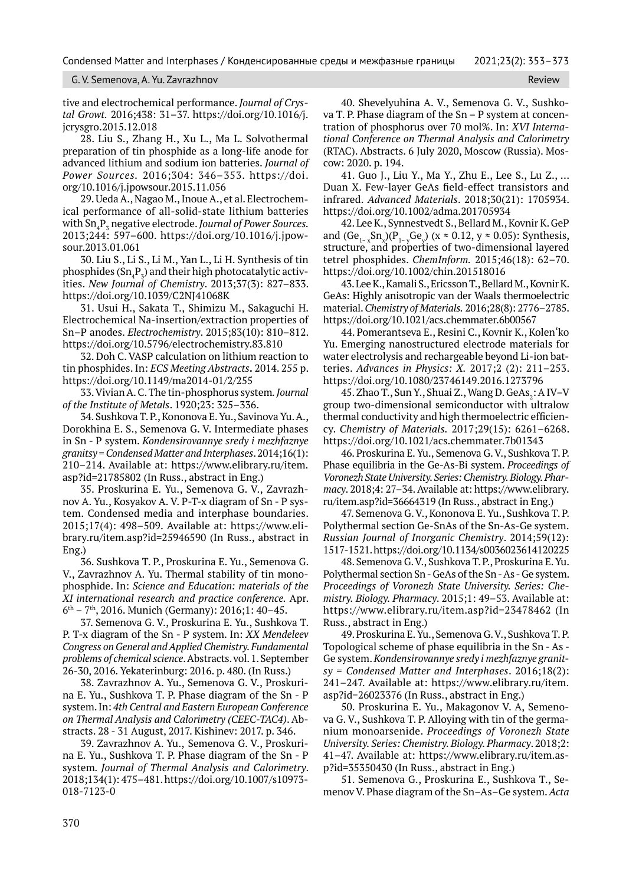tive and electrochemical performance. *Journal of Crystal Growt.* 2016;438: 31–37. https://doi.org/10.1016/j.jcrysgro.2015.12.018

28. Liu S., Zhang H., Xu L., Ma L. Solvothermal preparation of tin phosphide as a long-life anode for advanced lithium and sodium ion batteries. *Journal of Power Sources*. 2016;304: 346–353. https://doi.org/10.1016/j.jpowsour.2015.11.056

29. Ueda A., Nagao M., Inoue A., et al. Electrochemical performance of all-solid-state lithium batteries with $Sn_4P_3$ negative electrode. *Journal of Power Sources.* 2013;244: 597–600. https://doi.org/10.1016/j.jpowsour.2013.01.061

30. Liu S., Li S., Li M., Yan L., Li H. Synthesis of tin phosphides ($Sn_4P_3$) and their high photocatalytic activities. *New Journal of Chemistry*. 2013;37(3): 827–833. https://doi.org/10.1039/C2NJ41068K

31. Usui H., Sakata T., Shimizu M., Sakaguchi H. Electrochemical Na-insertion/extraction properties of Sn–P anodes. *Electrochemistry*. 2015;83(10): 810–812. https://doi.org/10.5796/electrochemistry.83.810

32. Doh C. VASP calculation on lithium reaction to tin phosphides. In: *ECS Meeting Abstracts***.** 2014. 255 p. https://doi.org/10.1149/ma2014-01/2/255

33. Vivian A. C. The tin-phosphorus system*. Journal of the Institute of Metals*. 1920;23: 325–336.

34. Sushkova T. P., Kononova E. Yu., Savinova Yu. A., Dorokhina E. S., Semenova G. V. Intermediate phases in Sn - P system. *Kondensirovannye sredy i mezhfaznye granitsy = Condensed Matter and Interphases*. 2014;16(1): 210–214. Available at: https://www.elibrary.ru/item.asp?id=21785802 (In Russ., abstract in Eng.)

35. Proskurina E. Yu., Semenova G. V., Zavrazhnov A. Yu., Kosyakov A. V. P-T-x diagram of Sn - P system. Condensed media and interphase boundaries. 2015;17(4): 498–509. Available at: https://www.elibrary.ru/item.asp?id=25946590 (In Russ., abstract in Eng.)

36. Sushkova T. P., Proskurina E. Yu., Semenova G. V., Zavrazhnov A. Yu. Thermal stability of tin monophosphide. In: *Science and Education: materials of the XI international research and practice conference.* Apr. 6th – 7th, 2016. Munich (Germany): 2016;1: 40–45.

37. Semenova G. V., Proskurina E. Yu., Sushkova T. P. T-x diagram of the Sn - P system. In: *XX Mendeleev Congress on General and Applied Chemistry. Fundamental problems of chemical science*. Abstracts. vol. 1. September 26-30, 2016. Yekaterinburg: 2016. p. 480. (In Russ.)

38. Zavrazhnov A. Yu., Semenova G. V., Proskurina E. Yu., Sushkova T. P. Phase diagram of the Sn - P system. In: *4th Central and Eastern European Conference on Thermal Analysis and Calorimetry (CEEC-TAC4)*. Abstracts. 28 - 31 August, 2017. Kishinev: 2017. p. 346.

39. Zavrazhnov A. Yu., Semenova G. V., Proskurina E. Yu., Sushkova T. P. Phase diagram of the Sn - P system*. Journal of Thermal Analysis and Calorimetry*. 2018;134(1): 475–481. https://doi.org/10.1007/s10973-018-7123-0

40. Shevelyuhina A. V., Semenova G. V., Sushkova T. P. Phase diagram of the Sn – P system at concentration of phosphorus over 70 mol%. In: *XVI International Conference on Thermal Analysis and Calorimetry* (RTAC). Abstracts. 6 July 2020, Moscow (Russia). Moscow: 2020. p. 194.

41. Guo J., Liu Y., Ma Y., Zhu E., Lee S., Lu Z., ... Duan X. Few-layer GeAs field-effect transistors and infrared. *Advanced Materials*. 2018;30(21): 1705934. https://doi.org/10.1002/adma.201705934

42. Lee K., Synnestvedt S., Bellard M., Kovnir K. GeP and $(Ge_{1-x}Sn_x)(P_{1-y}Ge_y)$ ($x \approx 0.12$, $y \approx 0.05$): Synthesis, structure, and properties of two-dimensional layered tetrel phosphides. *ChemInform.* 2015;46(18): 62–70. https://doi.org/10.1002/chin.201518016

43. Lee K., Kamali S., Ericsson T., Bellard M., Kovnir K. GeAs: Highly anisotropic van der Waals thermoelectric material. *Chemistry of Materials.* 2016;28(8): 2776–2785. https://doi.org/10.1021/acs.chemmater.6b00567

44. Pomerantseva E., Resini C., Kovnir K., Kolen'ko Yu. Emerging nanostructured electrode materials for water electrolysis and rechargeable beyond Li-ion batteries. *Advances in Physics: X*. 2017;2 (2): 211–253. https://doi.org/10.1080/23746149.2016.1273796

45. Zhao T., Sun Y., Shuai Z., Wang D. $GeAs_2$: A IV–V group two-dimensional semiconductor with ultralow thermal conductivity and high thermoelectric efficiency. *Chemistry of Materials.* 2017;29(15): 6261–6268. https://doi.org/10.1021/acs.chemmater.7b01343

46. Proskurina E. Yu., Semenova G. V., Sushkova T. P. Phase equilibria in the Ge-As-Bi system. *Proceedings of Voronezh State University. Series: Chemistry. Biology. Pharmacy*. 2018;4: 27–34. Available at: https://www.elibrary.ru/item.asp?id=36664319 (In Russ., abstract in Eng.)

47. Semenova G. V., Kononova E. Yu., Sushkova T. P. Polythermal section Ge-SnAs of the Sn-As-Ge system. *Russian Journal of Inorganic Chemistry*. 2014;59(12): 1517-1521. https://doi.org/10.1134/s0036023614120225

48. Semenova G. V., Sushkova T. P., Proskurina E. Yu. Polythermal section Sn - GeAs of the Sn - As - Ge system. *Proceedings of Voronezh State University. Series: Chemistry. Biology. Pharmacy*. 2015;1: 49–53. Available at: https://www.elibrary.ru/item.asp?id=23478462 (In Russ., abstract in Eng.)

49. Proskurina E. Yu., Semenova G. V., Sushkova T. P. Topological scheme of phase equilibria in the Sn - As - Ge system. *Kondensirovannye sredy i mezhfaznye granitsy = Condensed Matter and Interphases*. 2016;18(2): 241–247. Available at: https://www.elibrary.ru/item.asp?id=26023376 (In Russ., abstract in Eng.)

50. Proskurina E. Yu., Makagonov V. A, Semenova G. V., Sushkova T. P. Alloying with tin of the germanium monoarsenide. *Proceedings of Voronezh State University. Series: Chemistry. Biology. Pharmacy*. 2018;2: 41–47. Available at: https://www.elibrary.ru/item.asp?id=35350430 (In Russ., abstract in Eng.)

51. Semenova G., Proskurina E., Sushkova T., Semenov V. Phase diagram of the Sn–As–Ge system. *Acta*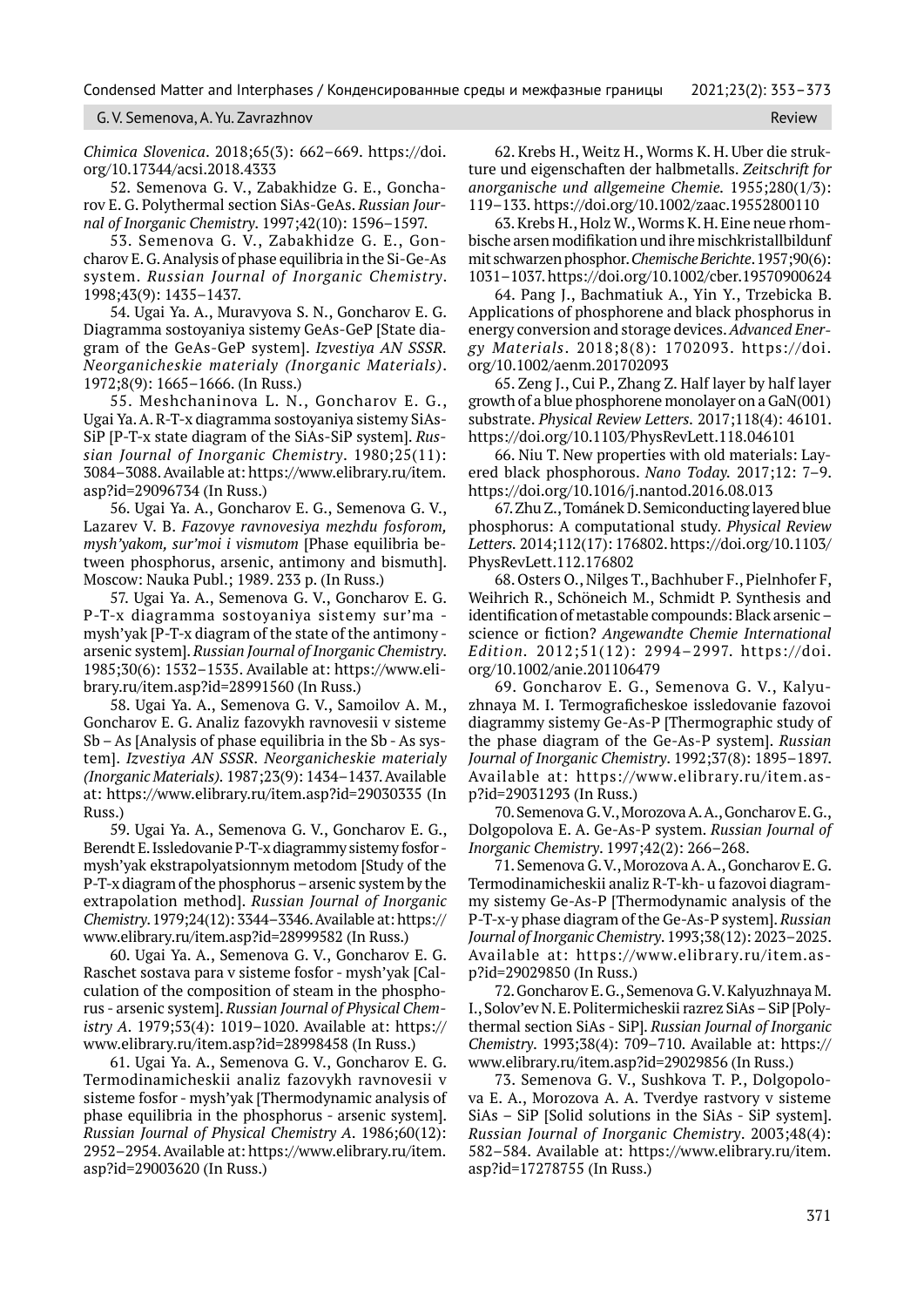*Chimica Slovenica*. 2018;65(3): 662–669. https://doi.org/10.17344/acsi.2018.4333

52. Semenova G. V., Zabakhidze G. E., Goncharov E. G. Polythermal section SiAs-GeAs. *Russian Journal of Inorganic Chemistry*. 1997;42(10): 1596–1597.

53. Semenova G. V., Zabakhidze G. E., Goncharov E. G. Analysis of phase equilibria in the Si-Ge-As system. *Russian Journal of Inorganic Chemistry*. 1998;43(9): 1435–1437.

54. Ugai Ya. A., Muravyova S. N., Goncharov E. G. Diagramma sostoyaniya sistemy GeAs-GeP [State diagram of the GeAs-GeP system]. *Izvestiya AN SSSR. Neorganicheskie materialy (Inorganic Materials)*. 1972;8(9): 1665–1666. (In Russ.)

55. Meshchaninova L. N., Goncharov E. G., Ugai Ya. A. R-T-x diagramma sostoyaniya sistemy SiAs-SiP [P-T-x state diagram of the SiAs-SiP system]. *Russian Journal of Inorganic Chemistry*. 1980;25(11): 3084–3088. Available at: https://www.elibrary.ru/item.asp?id=29096734 (In Russ.)

56. Ugai Ya. A., Goncharov E. G., Semenova G. V., Lazarev V. B. *Fazovye ravnovesiya mezhdu fosforom, mysh'yakom, sur'moi i vismutom* [Phase equilibria between phosphorus, arsenic, antimony and bismuth]. Moscow: Nauka Publ.; 1989. 233 p. (In Russ.)

57. Ugai Ya. A., Semenova G. V., Goncharov E. G. P-T-x diagramma sostoyaniya sistemy sur'ma - mysh'yak [P-T-x diagram of the state of the antimony - arsenic system]. *Russian Journal of Inorganic Chemistry*. 1985;30(6): 1532–1535. Available at: https://www.elibrary.ru/item.asp?id=28991560 (In Russ.)

58. Ugai Ya. A., Semenova G. V., Samoilov A. M., Goncharov E. G. Analiz fazovykh ravnovesii v sisteme Sb – As [Analysis of phase equilibria in the Sb - As system]. *Izvestiya AN SSSR. Neorganicheskie materialy (Inorganic Materials)*. 1987;23(9): 1434–1437. Available at: https://www.elibrary.ru/item.asp?id=29030335 (In Russ.)

59. Ugai Ya. A., Semenova G. V., Goncharov E. G., Berendt E. Issledovanie P-T-x diagrammy sistemy fosfor - mysh'yak ekstrapolyatsionnym metodom [Study of the P-T-x diagram of the phosphorus – arsenic system by the extrapolation method]. *Russian Journal of Inorganic Chemistry*. 1979;24(12): 3344–3346. Available at: https://www.elibrary.ru/item.asp?id=28999582 (In Russ.)

60. Ugai Ya. A., Semenova G. V., Goncharov E. G. Raschet sostava para v sisteme fosfor - mysh'yak [Calculation of the composition of steam in the phosphorus - arsenic system]. *Russian Journal of Physical Chemistry A*. 1979;53(4): 1019–1020. Available at: https://www.elibrary.ru/item.asp?id=28998458 (In Russ.)

61. Ugai Ya. A., Semenova G. V., Goncharov E. G. Termodinamicheskii analiz fazovykh ravnovesii v sisteme fosfor - mysh'yak [Thermodynamic analysis of phase equilibria in the phosphorus - arsenic system]. *Russian Journal of Physical Chemistry A*. 1986;60(12): 2952–2954. Available at: https://www.elibrary.ru/item.asp?id=29003620 (In Russ.)

62. Krebs H., Weitz H., Worms K. H. Uber die struktur und eigenschaften der halbmetalls. *Zeitschrift for anorganische und allgemeine Chemie*. 1955;280(1/3): 119–133. https://doi.org/10.1002/zaac.19552800110

63. Krebs H., Holz W., Worms K. H. Eine neue rhombische arsen modifikation und ihre mischkristallbildunf mit schwarzen phosphor. *Chemische Berichte*. 1957;90(6): 1031–1037. https://doi.org/10.1002/cber.19570900624

64. Pang J., Bachmatiuk A., Yin Y., Trzebicka B. Applications of phosphorene and black phosphorus in energy conversion and storage devices. *Advanced Energy Materials*. 2018;8(8): 1702093. https://doi.org/10.1002/aenm.201702093

65. Zeng J., Cui P., Zhang Z. Half layer by half layer growth of a blue phosphorene monolayer on a GaN(001) substrate. *Physical Review Letters*. 2017;118(4): 46101. https://doi.org/10.1103/PhysRevLett.118.046101

66. Niu T. New properties with old materials: Layered black phosphorous. *Nano Today*. 2017;12: 7–9. https://doi.org/10.1016/j.nantod.2016.08.013

67. Zhu Z., Tománek D. Semiconducting layered blue phosphorus: A computational study. *Physical Review Letters*. 2014;112(17): 176802. https://doi.org/10.1103/PhysRevLett.112.176802

68. Osters O., Nilges T., Bachhuber F., Pielnhofer F, Weihrich R., Schöneich M., Schmidt P. Synthesis and identification of metastable compounds: Black arsenic – science or fiction? *Angewandte Chemie International Edition*. 2012;51(12): 2994–2997. https://doi.org/10.1002/anie.201106479

69. Goncharov E. G., Semenova G. V., Kalyuzhnaya M. I. Termograficheskoe issledovanie fazovoi diagrammy sistemy Ge-As-P [Thermographic study of the phase diagram of the Ge-As-P system]. *Russian Journal of Inorganic Chemistry*. 1992;37(8): 1895–1897. Available at: https://www.elibrary.ru/item.asp?id=29031293 (In Russ.)

70. Semenova G. V., Morozova A. A., Goncharov E. G., Dolgopolova E. A. Ge-As-P system. *Russian Journal of Inorganic Chemistry*. 1997;42(2): 266–268.

71. Semenova G. V., Morozova A. A., Goncharov E. G. Termodinamicheskii analiz R-T-kh- u fazovoi diagrammy sistemy Ge-As-P [Thermodynamic analysis of the P-T-x-y phase diagram of the Ge-As-P system]. *Russian Journal of Inorganic Chemistry*. 1993;38(12): 2023–2025. Available at: https://www.elibrary.ru/item.asp?id=29029850 (In Russ.)

72. Goncharov E. G., Semenova G. V. Kalyuzhnaya M. I., Solov'ev N. E. Politermicheskii razrez SiAs – SiP [Polythermal section SiAs - SiP]. *Russian Journal of Inorganic Chemistry*. 1993;38(4): 709–710. Available at: https://www.elibrary.ru/item.asp?id=29029856 (In Russ.)

73. Semenova G. V., Sushkova T. P., Dolgopolova E. A., Morozova A. A. Tverdye rastvory v sisteme SiAs – SiP [Solid solutions in the SiAs - SiP system]. *Russian Journal of Inorganic Chemistry*. 2003;48(4): 582–584. Available at: https://www.elibrary.ru/item.asp?id=17278755 (In Russ.)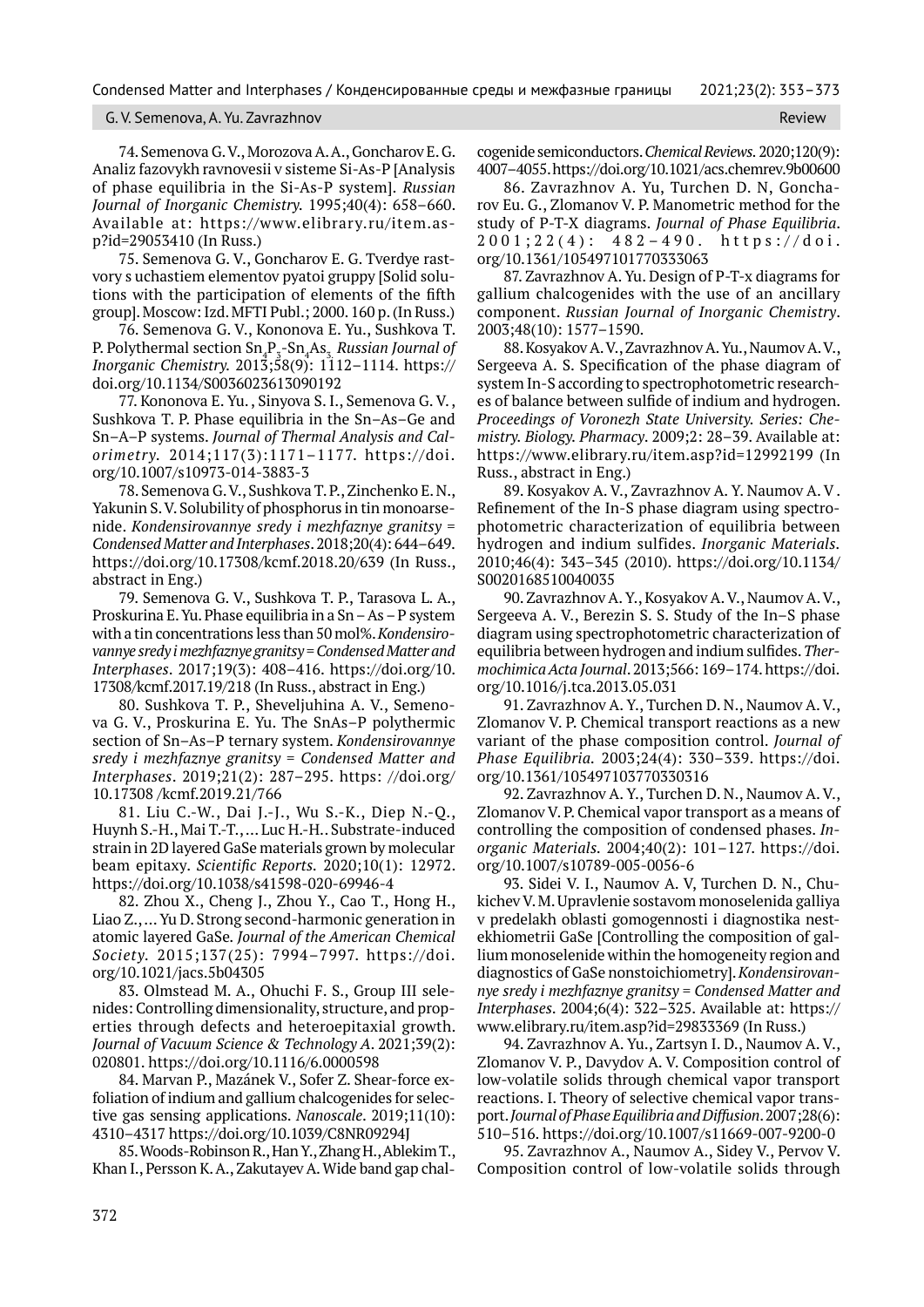74. Semenova G. V., Morozova A. A., Goncharov E. G. Analiz fazovykh ravnovesii v sisteme Si-As-P [Analysis of phase equilibria in the Si-As-P system]. *Russian Journal of Inorganic Chemistry*. 1995;40(4): 658–660. Available at: https://www.elibrary.ru/item.asp?id=29053410 (In Russ.)

75. Semenova G. V., Goncharov E. G. Tverdye rastvory s uchastiem elementov pyatoi gruppy [Solid solutions with the participation of elements of the fifth group]. Moscow: Izd. MFTI Publ.; 2000. 160 p. (In Russ.)

76. Semenova G. V., Kononova E. Yu., Sushkova T. P. Polythermal section $Sn_4P_3$-$Sn_4As_3$. *Russian Journal of Inorganic Chemistry*. 2013;58(9): 1112–1114. https://doi.org/10.1134/S0036023613090192

77. Kononova E. Yu. , Sinyova S. I., Semenova G. V. , Sushkova T. P. Phase equilibria in the Sn–As–Ge and Sn–A–P systems. *Journal of Thermal Analysis and Calorimetry*. 2014;117(3):1171–1177. https://doi.org/10.1007/s10973-014-3883-3

78. Semenova G. V., Sushkova T. P., Zinchenko E. N., Yakunin S. V. Solubility of phosphorus in tin monoarsenide. *Kondensirovannye sredy i mezhfaznye granitsy = Condensed Matter and Interphases*. 2018;20(4): 644–649. https://doi.org/10.17308/kcmf.2018.20/639 (In Russ., abstract in Eng.)

79. Semenova G. V., Sushkova T. P., Tarasova L. A., Proskurina E. Yu. Phase equilibria in a Sn – As – P system with a tin concentrations less than 50 mol%. *Kondensirovannye sredy i mezhfaznye granitsy = Condensed Matter and Interphases*. 2017;19(3): 408–416. https://doi.org/10.17308/kcmf.2017.19/218 (In Russ., abstract in Eng.)

80. Sushkova T. P., Sheveljuhina A. V., Semenova G. V., Proskurina E. Yu. The SnAs–P polythermic section of Sn–As–P ternary system. *Kondensirovannye sredy i mezhfaznye granitsy = Condensed Matter and Interphases*. 2019;21(2): 287–295. https: //doi.org/10.17308 /kcmf.2019.21/766

81. Liu C.-W., Dai J.-J., Wu S.-K., Diep N.-Q., Huynh S.-H., Mai T.-T., … Luc H.-H.. Substrate-induced strain in 2D layered GaSe materials grown by molecular beam epitaxy. *Scientific Reports*. 2020;10(1): 12972. https://doi.org/10.1038/s41598-020-69946-4

82. Zhou X., Cheng J., Zhou Y., Cao T., Hong H., Liao Z., … Yu D. Strong second-harmonic generation in atomic layered GaSe. *Journal of the American Chemical Society*. 2015;137(25): 7994–7997. https://doi.org/10.1021/jacs.5b04305

83. Olmstead M. A., Ohuchi F. S., Group III selenides: Controlling dimensionality, structure, and properties through defects and heteroepitaxial growth. *Journal of Vacuum Science & Technology A*. 2021;39(2): 020801. https://doi.org/10.1116/6.0000598

84. Marvan P., Mazánek V., Sofer Z. Shear-force exfoliation of indium and gallium chalcogenides for selective gas sensing applications. *Nanoscale*. 2019;11(10): 4310–4317 https://doi.org/10.1039/C8NR09294J

85. Woods-Robinson R., Han Y., Zhang H., Ablekim T., Khan I., Persson K. A., Zakutayev A. Wide band gap chalcogenide semiconductors. *Chemical Reviews*. 2020;120(9): 4007–4055. https://doi.org/10.1021/acs.chemrev.9b00600

86. Zavrazhnov A. Yu, Turchen D. N, Goncharov Eu. G., Zlomanov V. P. Manometric method for the study of P-T-X diagrams. *Journal of Phase Equilibria*. 2001;22(4): 482–490. https://doi.org/10.1361/105497101770333063

87. Zavrazhnov A. Yu. Design of P-T-x diagrams for gallium chalcogenides with the use of an ancillary component. *Russian Journal of Inorganic Chemistry*. 2003;48(10): 1577–1590.

88. Kosyakov A. V., Zavrazhnov A. Yu., Naumov A. V., Sergeeva A. S. Specification of the phase diagram of system In-S according to spectrophotometric researches of balance between sulfide of indium and hydrogen. *Proceedings of Voronezh State University. Series: Chemistry. Biology. Pharmacy*. 2009;2: 28–39. Available at: https://www.elibrary.ru/item.asp?id=12992199 (In Russ., abstract in Eng.)

89. Kosyakov A. V., Zavrazhnov A. Y. Naumov A. V . Refinement of the In-S phase diagram using spectrophotometric characterization of equilibria between hydrogen and indium sulfides. *Inorganic Materials*. 2010;46(4): 343–345 (2010). https://doi.org/10.1134/S0020168510040035

90. Zavrazhnov A. Y., Kosyakov A. V., Naumov A. V., Sergeeva A. V., Berezin S. S. Study of the In–S phase diagram using spectrophotometric characterization of equilibria between hydrogen and indium sulfides. *Thermochimica Acta Journal*. 2013;566: 169–174. https://doi.org/10.1016/j.tca.2013.05.031

91. Zavrazhnov A. Y., Turchen D. N., Naumov A. V., Zlomanov V. P. Chemical transport reactions as a new variant of the phase composition control. *Journal of Phase Equilibria*. 2003;24(4): 330–339. https://doi.org/10.1361/105497103770330316

92. Zavrazhnov A. Y., Turchen D. N., Naumov A. V., Zlomanov V. P. Chemical vapor transport as a means of controlling the composition of condensed phases. *Inorganic Materials*. 2004;40(2): 101–127. https://doi.org/10.1007/s10789-005-0056-6

93. Sidei V. I., Naumov A. V, Turchen D. N., Chukichev V. M. Upravlenie sostavom monoselenida galliya v predelakh oblasti gomogennosti i diagnostika nestekhiometrii GaSe [Controlling the composition of gallium monoselenide within the homogeneity region and diagnostics of GaSe nonstoichiometry]. *Kondensirovannye sredy i mezhfaznye granitsy = Condensed Matter and Interphases*. 2004;6(4): 322–325. Available at: https://www.elibrary.ru/item.asp?id=29833369 (In Russ.)

94. Zavrazhnov A. Yu., Zartsyn I. D., Naumov A. V., Zlomanov V. P., Davydov A. V. Composition control of low-volatile solids through chemical vapor transport reactions. I. Theory of selective chemical vapor transport. *Journal of Phase Equilibria and Diffusion*. 2007;28(6): 510–516. https://doi.org/10.1007/s11669-007-9200-0

95. Zavrazhnov A., Naumov A., Sidey V., Pervov V. Composition control of low-volatile solids through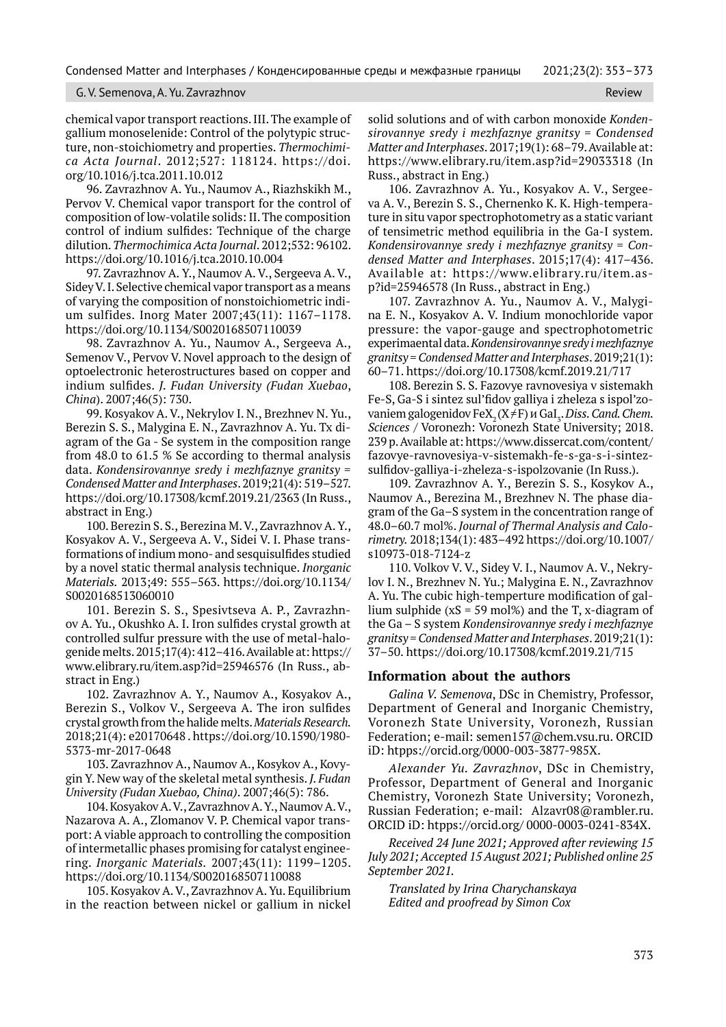chemical vapor transport reactions. III. The example of gallium monoselenide: Control of the polytypic structure, non-stoichiometry and properties. *Thermochimica Acta Journal*. 2012;527: 118124. https://doi.org/10.1016/j.tca.2011.10.012

96. Zavrazhnov A. Yu., Naumov A., Riazhskikh M., Pervov V. Chemical vapor transport for the control of composition of low-volatile solids: II. The composition control of indium sulfides: Technique of the charge dilution. *Thermochimica Acta Journal*. 2012;532: 96102. https://doi.org/10.1016/j.tca.2010.10.004

97. Zavrazhnov A. Y., Naumov A. V., Sergeeva A. V., Sidey V. I. Selective chemical vapor transport as a means of varying the composition of nonstoichiometric indium sulfides. Inorg Mater 2007;43(11): 1167–1178. https://doi.org/10.1134/S0020168507110039

98. Zavrazhnov A. Yu., Naumov A., Sergeeva A., Semenov V., Pervov V. Novel approach to the design of optoelectronic heterostructures based on copper and indium sulfides. *J. Fudan University (Fudan Xuebao, China*). 2007;46(5): 730.

99. Kosyakov A. V., Nekrylov I. N., Brezhnev N. Yu., Berezin S. S., Malygina E. N., Zavrazhnov A. Yu. Tx diagram of the Ga - Se system in the composition range from 48.0 to 61.5 % Se according to thermal analysis data. *Kondensirovannye sredy i mezhfaznye granitsy = Condensed Matter and Interphases*. 2019;21(4): 519–527. https://doi.org/10.17308/kcmf.2019.21/2363 (In Russ., abstract in Eng.)

100. Berezin S. S., Berezina M. V., Zavrazhnov A. Y., Kosyakov A. V., Sergeeva A. V., Sidei V. I. Phase transformations of indium mono- and sesquisulfides studied by a novel static thermal analysis technique. *Inorganic Materials*. 2013;49: 555–563. https://doi.org/10.1134/S0020168513060010

101. Berezin S. S., Spesivtseva A. P., Zavrazhnov A. Yu., Okushko A. I. Iron sulfides crystal growth at controlled sulfur pressure with the use of metal-halogenide melts. 2015;17(4): 412–416. Available at: https://www.elibrary.ru/item.asp?id=25946576 (In Russ., abstract in Eng.)

102. Zavrazhnov A. Y., Naumov A., Kosykov A., Berezin S., Volkov V., Sergeeva A. The iron sulfides crystal growth from the halide melts. *Materials Research.* 2018;21(4): e20170648 . https://doi.org/10.1590/1980-5373-mr-2017-0648

103. Zavrazhnov A., Naumov A., Kosykov A., Kovygin Y. New way of the skeletal metal synthesis. *J. Fudan University (Fudan Xuebao, China)*. 2007;46(5): 786.

104. Kosyakov A. V., Zavrazhnov A. Y., Naumov A. V., Nazarova A. A., Zlomanov V. P. Chemical vapor transport: A viable approach to controlling the composition of intermetallic phases promising for catalyst engineering. *Inorganic Materials*. 2007;43(11): 1199–1205. https://doi.org/10.1134/S0020168507110088

105. Kosyakov A. V., Zavrazhnov A. Yu. Equilibrium in the reaction between nickel or gallium in nickel solid solutions and of with carbon monoxide *Kondensirovannye sredy i mezhfaznye granitsy = Condensed Matter and Interphases*. 2017;19(1): 68–79. Available at: https://www.elibrary.ru/item.asp?id=29033318 (In Russ., abstract in Eng.)

106. Zavrazhnov A. Yu., Kosyakov A. V., Sergeeva A. V., Berezin S. S., Chernenko K. K. High-temperature in situ vapor spectrophotometry as a static variant of tensimetric method equilibria in the Ga-I system. *Kondensirovannye sredy i mezhfaznye granitsy = Condensed Matter and Interphases*. 2015;17(4): 417–436. Available at: https://www.elibrary.ru/item.asp?id=25946578 (In Russ., abstract in Eng.)

107. Zavrazhnov A. Yu., Naumov A. V., Malygina E. N., Kosyakov A. V. Indium monochloride vapor pressure: the vapor-gauge and spectrophotometric experimaental data. *Kondensirovannye sredy i mezhfaznye granitsy = Condensed Matter and Interphases*. 2019;21(1): 60–71. https://doi.org/10.17308/kcmf.2019.21/717

108. Berezin S. S. Fazovye ravnovesiya v sistemakh Fe-S, Ga-S i sintez sul'fidov galliya i zheleza s ispol'zovaniem galogenidov $FeX_2$ ($X \neq F$) и $GaI_3$. *Diss. Cand. Chem. Sciences* / Voronezh: Voronezh State University; 2018. 239 p. Available at: https://www.dissercat.com/content/fazovye-ravnovesiya-v-sistemakh-fe-s-ga-s-i-sintez-sulfidov-galliya-i-zheleza-s-ispolzovanie (In Russ.).

109. Zavrazhnov A. Y., Berezin S. S., Kosykov A., Naumov A., Berezina M., Brezhnev N. The phase diagram of the Ga–S system in the concentration range of 48.0–60.7 mol%. *Journal of Thermal Analysis and Calorimetry.* 2018;134(1): 483–492 https://doi.org/10.1007/s10973-018-7124-z

110. Volkov V. V., Sidey V. I., Naumov A. V., Nekrylov I. N., Brezhnev N. Yu.; Malygina E. N., Zavrazhnov A. Yu. The cubic high-temperture modification of gallium sulphide ($xS = 59$ mol%) and the T, x-diagram of the Ga – S system *Kondensirovannye sredy i mezhfaznye granitsy = Condensed Matter and Interphases*. 2019;21(1): 37–50. https://doi.org/10.17308/kcmf.2019.21/715

## Information about the authors

*Galina V. Semenova*, DSc in Chemistry, Professor, Department of General and Inorganic Chemistry, Voronezh State University, Voronezh, Russian Federation; e-mail: semen157@chem.vsu.ru. ORCID iD: htpps://orcid.org/0000-003-3877-985X.

*Alexander Yu. Zavrazhnov*, DSc in Chemistry, Professor, Department of General and Inorganic Chemistry, Voronezh State University; Voronezh, Russian Federation; e-mail: Alzavr08@rambler.ru. ORCID iD: htpps://orcid.org/ 0000-0003-0241-834X.

*Received 24 June 2021; Approved after reviewing 15 July 2021; Accepted 15 August 2021; Published online 25 September 2021.*

*Translated by Irina Charychanskaya*
*Edited and proofread by Simon Cox*